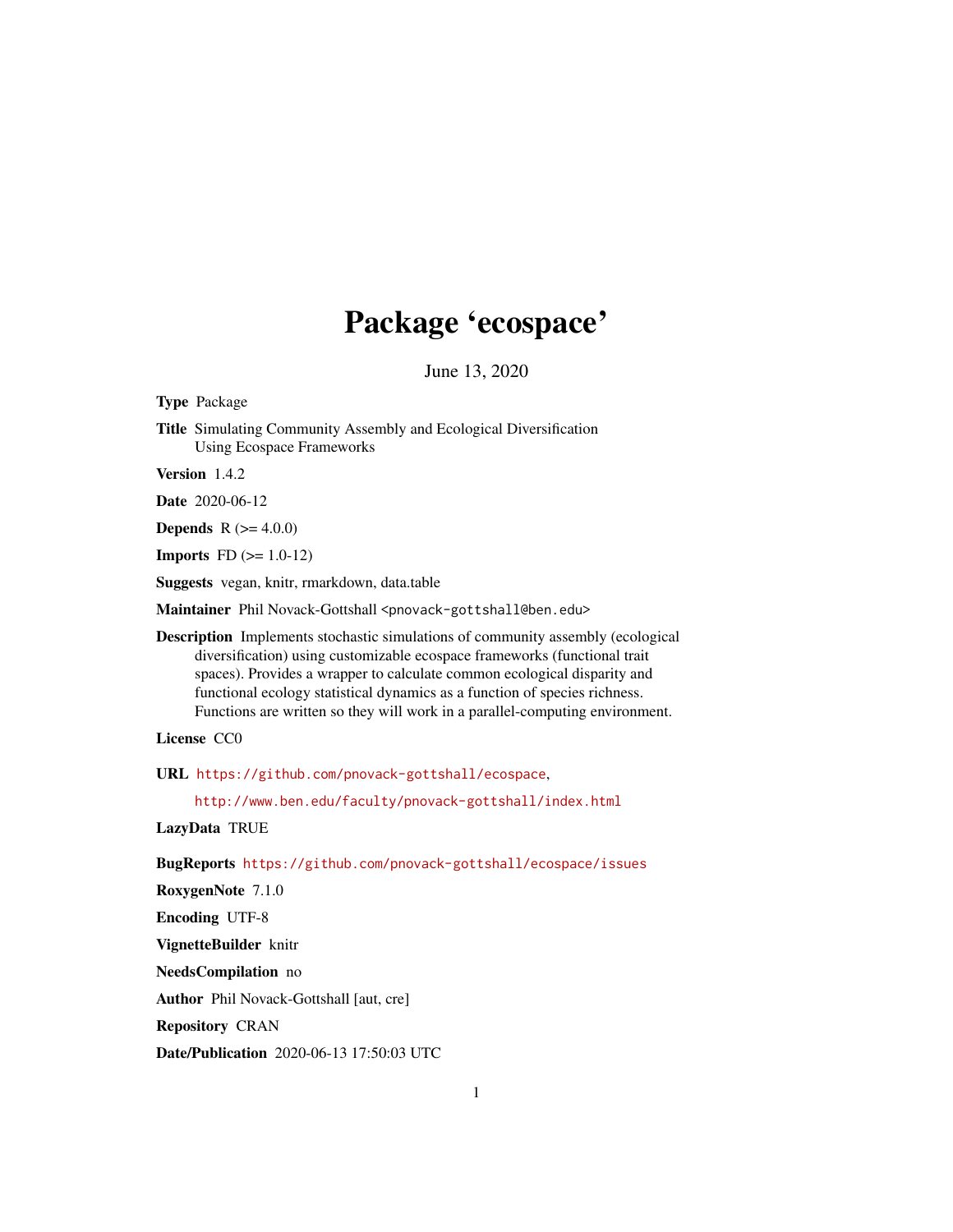# Package 'ecospace'

June 13, 2020

**Type** Package

**Title** Simulating Community Assembly and Ecological Diversification Using Ecospace Frameworks

**Version** 1.4.2

**Date** 2020-06-12

**Depends** R (>= 4.0.0)

**Imports** FD (>= 1.0-12)

**Suggests** vegan, knitr, rmarkdown, data.table

**Maintainer** Phil Novack-Gottshall <pnovack-gottshall@ben.edu>

**Description** Implements stochastic simulations of community assembly (ecological diversification) using customizable ecospace frameworks (functional trait spaces). Provides a wrapper to calculate common ecological disparity and functional ecology statistical dynamics as a function of species richness. Functions are written so they will work in a parallel-computing environment.

**License** CC0

**URL** https://github.com/pnovack-gottshall/ecospace,

http://www.ben.edu/faculty/pnovack-gottshall/index.html

**LazyData** TRUE

**BugReports** https://github.com/pnovack-gottshall/ecospace/issues

**RoxygenNote** 7.1.0

**Encoding** UTF-8

**VignetteBuilder** knitr

**NeedsCompilation** no

**Author** Phil Novack-Gottshall [aut, cre]

**Repository** CRAN

**Date/Publication** 2020-06-13 17:50:03 UTC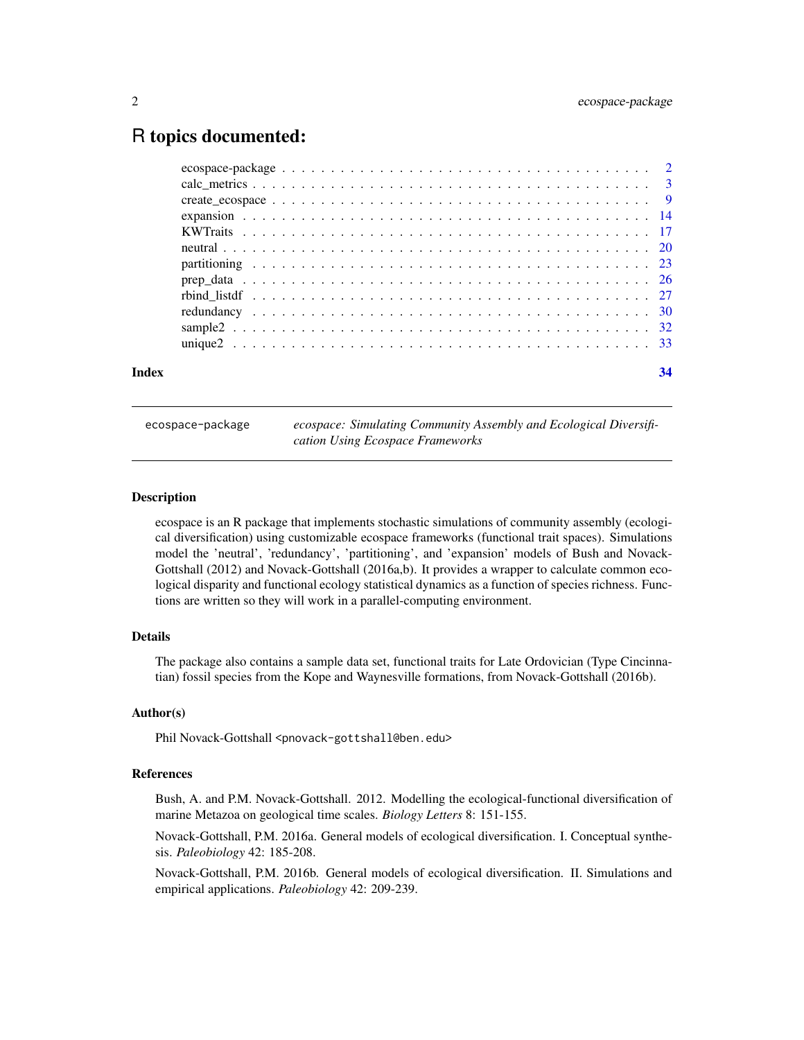# R topics documented:

- ecospace-package . . . . . . . . . . . . . . . . . . . . . . . . . . . . . . . . . . . . 2
- calc_metrics . . . . . . . . . . . . . . . . . . . . . . . . . . . . . . . . . . . . . . 3
- create_ecospace . . . . . . . . . . . . . . . . . . . . . . . . . . . . . . . . . . . . . 9
- expansion . . . . . . . . . . . . . . . . . . . . . . . . . . . . . . . . . . . . . . . 14
- KWTraits . . . . . . . . . . . . . . . . . . . . . . . . . . . . . . . . . . . . . . . 17
- neutral . . . . . . . . . . . . . . . . . . . . . . . . . . . . . . . . . . . . . . . . 20
- partitioning . . . . . . . . . . . . . . . . . . . . . . . . . . . . . . . . . . . . . . 23
- prep_data . . . . . . . . . . . . . . . . . . . . . . . . . . . . . . . . . . . . . . . 26
- rbind_listdf . . . . . . . . . . . . . . . . . . . . . . . . . . . . . . . . . . . . . . 27
- redundancy . . . . . . . . . . . . . . . . . . . . . . . . . . . . . . . . . . . . . . 30
- sample2 . . . . . . . . . . . . . . . . . . . . . . . . . . . . . . . . . . . . . . . . 32
- unique2 . . . . . . . . . . . . . . . . . . . . . . . . . . . . . . . . . . . . . . . . 33

**Index** 34

---

`ecospace-package` *ecospace: Simulating Community Assembly and Ecological Diversification Using Ecospace Frameworks*

---

## Description

ecospace is an R package that implements stochastic simulations of community assembly (ecological diversification) using customizable ecospace frameworks (functional trait spaces). Simulations model the 'neutral', 'redundancy', 'partitioning', and 'expansion' models of Bush and Novack-Gottshall (2012) and Novack-Gottshall (2016a,b). It provides a wrapper to calculate common ecological disparity and functional ecology statistical dynamics as a function of species richness. Functions are written so they will work in a parallel-computing environment.

## Details

The package also contains a sample data set, functional traits for Late Ordovician (Type Cincinnatian) fossil species from the Kope and Waynesville formations, from Novack-Gottshall (2016b).

## Author(s)

Phil Novack-Gottshall <pnovack-gottshall@ben.edu>

## References

Bush, A. and P.M. Novack-Gottshall. 2012. Modelling the ecological-functional diversification of marine Metazoa on geological time scales. *Biology Letters* 8: 151-155.

Novack-Gottshall, P.M. 2016a. General models of ecological diversification. I. Conceptual synthesis. *Paleobiology* 42: 185-208.

Novack-Gottshall, P.M. 2016b. General models of ecological diversification. II. Simulations and empirical applications. *Paleobiology* 42: 209-239.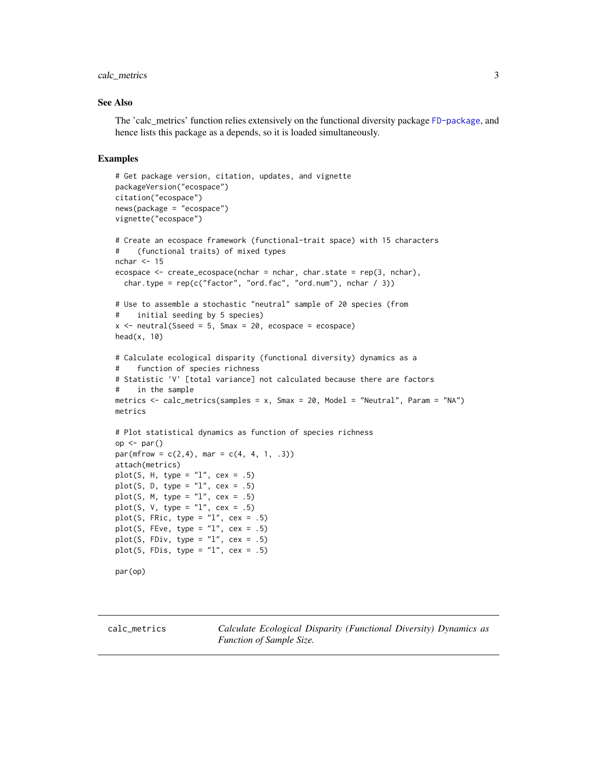### See Also

The 'calc_metrics' function relies extensively on the functional diversity package FD-package, and hence lists this package as a depends, so it is loaded simultaneously.

### Examples

```
# Get package version, citation, updates, and vignette
packageVersion("ecospace")
citation("ecospace")
news(package = "ecospace")
vignette("ecospace")

# Create an ecospace framework (functional-trait space) with 15 characters
#    (functional traits) of mixed types
nchar <- 15
ecospace <- create_ecospace(nchar = nchar, char.state = rep(3, nchar),
  char.type = rep(c("factor", "ord.fac", "ord.num"), nchar / 3))

# Use to assemble a stochastic "neutral" sample of 20 species (from
#    initial seeding by 5 species)
x <- neutral(Sseed = 5, Smax = 20, ecospace = ecospace)
head(x, 10)

# Calculate ecological disparity (functional diversity) dynamics as a
#    function of species richness
# Statistic 'V' [total variance] not calculated because there are factors
#    in the sample
metrics <- calc_metrics(samples = x, Smax = 20, Model = "Neutral", Param = "NA")
metrics

# Plot statistical dynamics as function of species richness
op <- par()
par(mfrow = c(2,4), mar = c(4, 4, 1, .3))
attach(metrics)
plot(S, H, type = "l", cex = .5)
plot(S, D, type = "l", cex = .5)
plot(S, M, type = "l", cex = .5)
plot(S, V, type = "l", cex = .5)
plot(S, FRic, type = "l", cex = .5)
plot(S, FEve, type = "l", cex = .5)
plot(S, FDiv, type = "l", cex = .5)
plot(S, FDis, type = "l", cex = .5)

par(op)
```

---

calc_metrics *Calculate Ecological Disparity (Functional Diversity) Dynamics as Function of Sample Size.*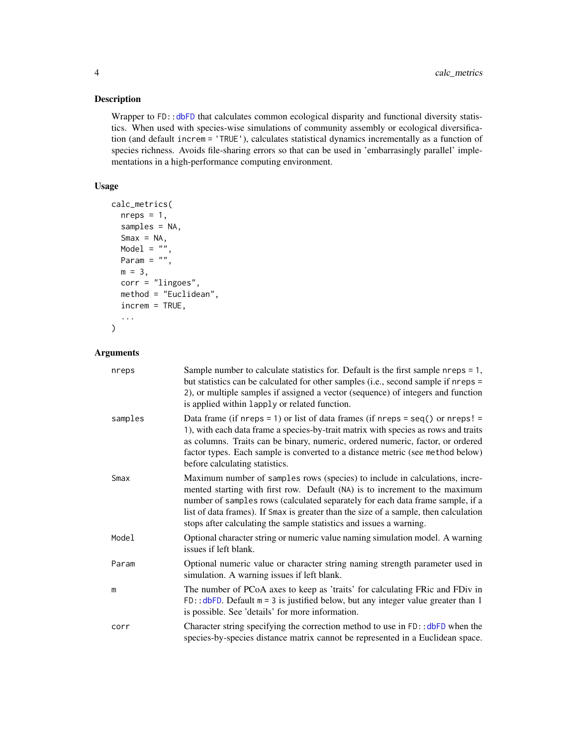## Description

Wrapper to `FD::dbFD` that calculates common ecological disparity and functional diversity statistics. When used with species-wise simulations of community assembly or ecological diversification (and default `increm = 'TRUE'`), calculates statistical dynamics incrementally as a function of species richness. Avoids file-sharing errors so that can be used in 'embarrassingly parallel' implementations in a high-performance computing environment.

## Usage

```
calc_metrics(
  nreps = 1,
  samples = NA,
  Smax = NA,
  Model = "",
  Param = "",
  m = 3,
  corr = "lingoes",
  method = "Euclidean",
  increm = TRUE,
  ...
)
```

## Arguments

| | |
|---|---|
| `nreps` | Sample number to calculate statistics for. Default is the first sample `nreps = 1`, but statistics can be calculated for other samples (i.e., second sample if `nreps = 2`), or multiple samples if assigned a vector (sequence) of integers and function is applied within `lapply` or related function. |
| `samples` | Data frame (if `nreps = 1`) or list of data frames (if `nreps = seq()` or `nreps! = 1`), with each data frame a species-by-trait matrix with species as rows and traits as columns. Traits can be binary, numeric, ordered numeric, factor, or ordered factor types. Each sample is converted to a distance metric (see `method` below) before calculating statistics. |
| `Smax` | Maximum number of `samples` rows (species) to include in calculations, incremented starting with first row. Default (`NA`) is to increment to the maximum number of `samples` rows (calculated separately for each data frame sample, if a list of data frames). If `Smax` is greater than the size of a sample, then calculation stops after calculating the sample statistics and issues a warning. |
| `Model` | Optional character string or numeric value naming simulation model. A warning issues if left blank. |
| `Param` | Optional numeric value or character string naming strength parameter used in simulation. A warning issues if left blank. |
| `m` | The number of PCoA axes to keep as 'traits' for calculating FRic and FDiv in `FD::dbFD`. Default `m = 3` is justified below, but any integer value greater than 1 is possible. See 'details' for more information. |
| `corr` | Character string specifying the correction method to use in `FD::dbFD` when the species-by-species distance matrix cannot be represented in a Euclidean space. |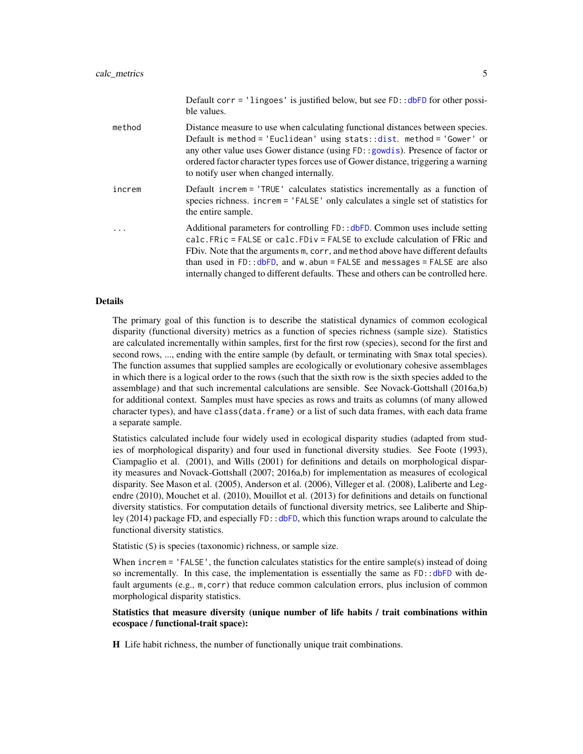Default `corr = 'lingoes'` is justified below, but see `FD::dbFD` for other possible values.

`method` Distance measure to use when calculating functional distances between species. Default is `method = 'Euclidean'` using `stats::dist`. `method = 'Gower'` or any other value uses Gower distance (using `FD::gowdis`). Presence of factor or ordered factor character types forces use of Gower distance, triggering a warning to notify user when changed internally.

`increm` Default `increm = 'TRUE'` calculates statistics incrementally as a function of species richness. `increm = 'FALSE'` only calculates a single set of statistics for the entire sample.

`...` Additional parameters for controlling `FD::dbFD`. Common uses include setting `calc.FRic = FALSE` or `calc.FDiv = FALSE` to exclude calculation of FRic and FDiv. Note that the arguments `m`, `corr`, and `method` above have different defaults than used in `FD::dbFD`, and `w.abun = FALSE` and `messages = FALSE` are also internally changed to different defaults. These and others can be controlled here.

## Details

The primary goal of this function is to describe the statistical dynamics of common ecological disparity (functional diversity) metrics as a function of species richness (sample size). Statistics are calculated incrementally within samples, first for the first row (species), second for the first and second rows, ..., ending with the entire sample (by default, or terminating with `Smax` total species). The function assumes that supplied samples are ecologically or evolutionary cohesive assemblages in which there is a logical order to the rows (such that the sixth row is the sixth species added to the assemblage) and that such incremental calculations are sensible. See Novack-Gottshall (2016a,b) for additional context. Samples must have species as rows and traits as columns (of many allowed character types), and have `class(data.frame)` or a list of such data frames, with each data frame a separate sample.

Statistics calculated include four widely used in ecological disparity studies (adapted from studies of morphological disparity) and four used in functional diversity studies. See Foote (1993), Ciampaglio et al. (2001), and Wills (2001) for definitions and details on morphological disparity measures and Novack-Gottshall (2007; 2016a,b) for implementation as measures of ecological disparity. See Mason et al. (2005), Anderson et al. (2006), Villeger et al. (2008), Laliberte and Legendre (2010), Mouchet et al. (2010), Mouillot et al. (2013) for definitions and details on functional diversity statistics. For computation details of functional diversity metrics, see Laliberte and Shipley (2014) package FD, and especially `FD::dbFD`, which this function wraps around to calculate the functional diversity statistics.

Statistic (`S`) is species (taxonomic) richness, or sample size.

When `increm = 'FALSE'`, the function calculates statistics for the entire sample(s) instead of doing so incrementally. In this case, the implementation is essentially the same as `FD::dbFD` with default arguments (e.g., `m,corr`) that reduce common calculation errors, plus inclusion of common morphological disparity statistics.

**Statistics that measure diversity (unique number of life habits / trait combinations within ecospace / functional-trait space):**

**H** Life habit richness, the number of functionally unique trait combinations.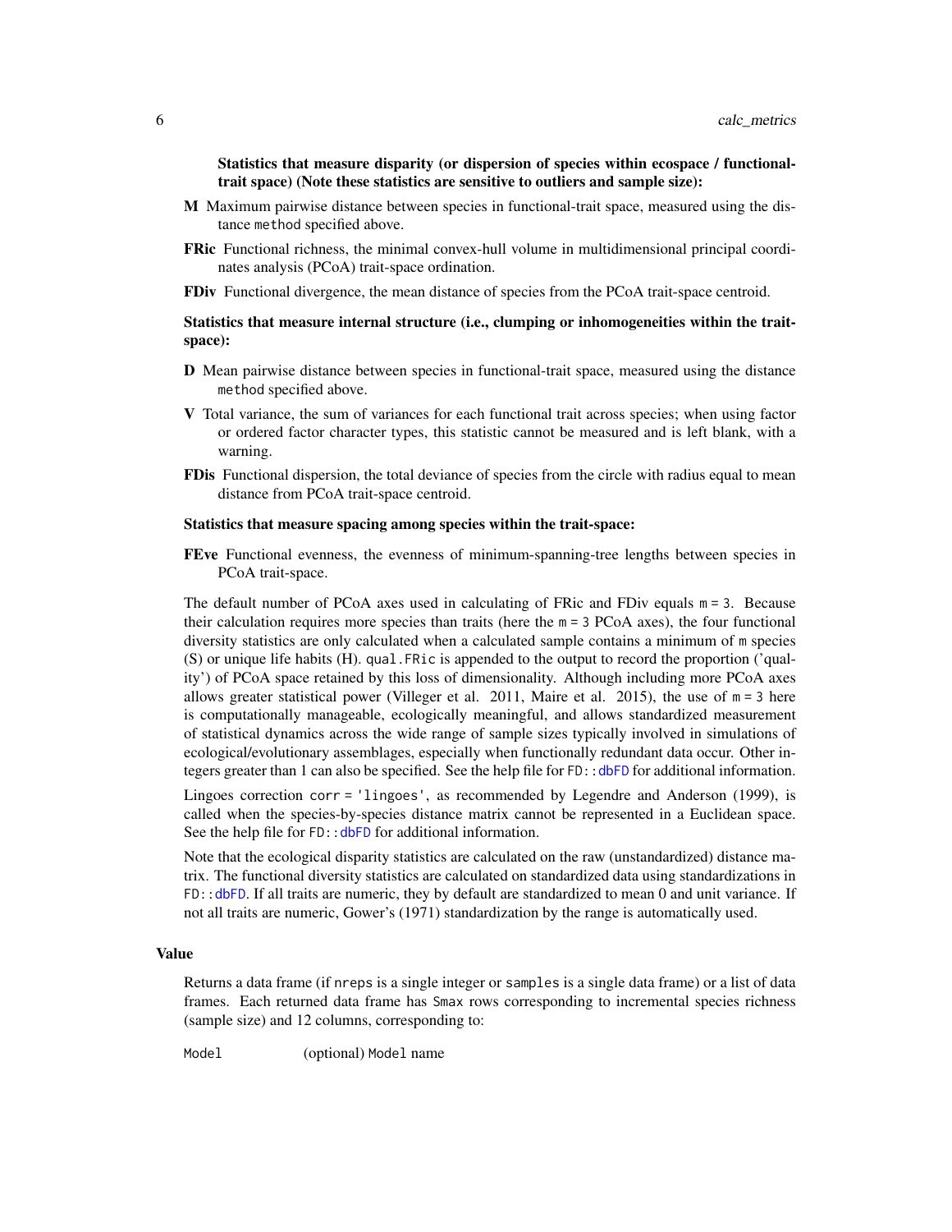**Statistics that measure disparity (or dispersion of species within ecospace / functional-trait space) (Note these statistics are sensitive to outliers and sample size):**

**M** Maximum pairwise distance between species in functional-trait space, measured using the distance `method` specified above.

**FRic** Functional richness, the minimal convex-hull volume in multidimensional principal coordinates analysis (PCoA) trait-space ordination.

**FDiv** Functional divergence, the mean distance of species from the PCoA trait-space centroid.

**Statistics that measure internal structure (i.e., clumping or inhomogeneities within the trait-space):**

**D** Mean pairwise distance between species in functional-trait space, measured using the distance `method` specified above.

**V** Total variance, the sum of variances for each functional trait across species; when using factor or ordered factor character types, this statistic cannot be measured and is left blank, with a warning.

**FDis** Functional dispersion, the total deviance of species from the circle with radius equal to mean distance from PCoA trait-space centroid.

**Statistics that measure spacing among species within the trait-space:**

**FEve** Functional evenness, the evenness of minimum-spanning-tree lengths between species in PCoA trait-space.

The default number of PCoA axes used in calculating of FRic and FDiv equals `m = 3`. Because their calculation requires more species than traits (here the `m = 3` PCoA axes), the four functional diversity statistics are only calculated when a calculated sample contains a minimum of `m` species (S) or unique life habits (H). `qual.FRic` is appended to the output to record the proportion ('quality') of PCoA space retained by this loss of dimensionality. Although including more PCoA axes allows greater statistical power (Villeger et al. 2011, Maire et al. 2015), the use of `m = 3` here is computationally manageable, ecologically meaningful, and allows standardized measurement of statistical dynamics across the wide range of sample sizes typically involved in simulations of ecological/evolutionary assemblages, especially when functionally redundant data occur. Other integers greater than 1 can also be specified. See the help file for `FD::dbFD` for additional information.

Lingoes correction `corr = 'lingoes'`, as recommended by Legendre and Anderson (1999), is called when the species-by-species distance matrix cannot be represented in a Euclidean space. See the help file for `FD::dbFD` for additional information.

Note that the ecological disparity statistics are calculated on the raw (unstandardized) distance matrix. The functional diversity statistics are calculated on standardized data using standardizations in `FD::dbFD`. If all traits are numeric, they by default are standardized to mean 0 and unit variance. If not all traits are numeric, Gower's (1971) standardization by the range is automatically used.

## Value

Returns a data frame (if `nreps` is a single integer or `samples` is a single data frame) or a list of data frames. Each returned data frame has `Smax` rows corresponding to incremental species richness (sample size) and 12 columns, corresponding to:

`Model` (optional) `Model` name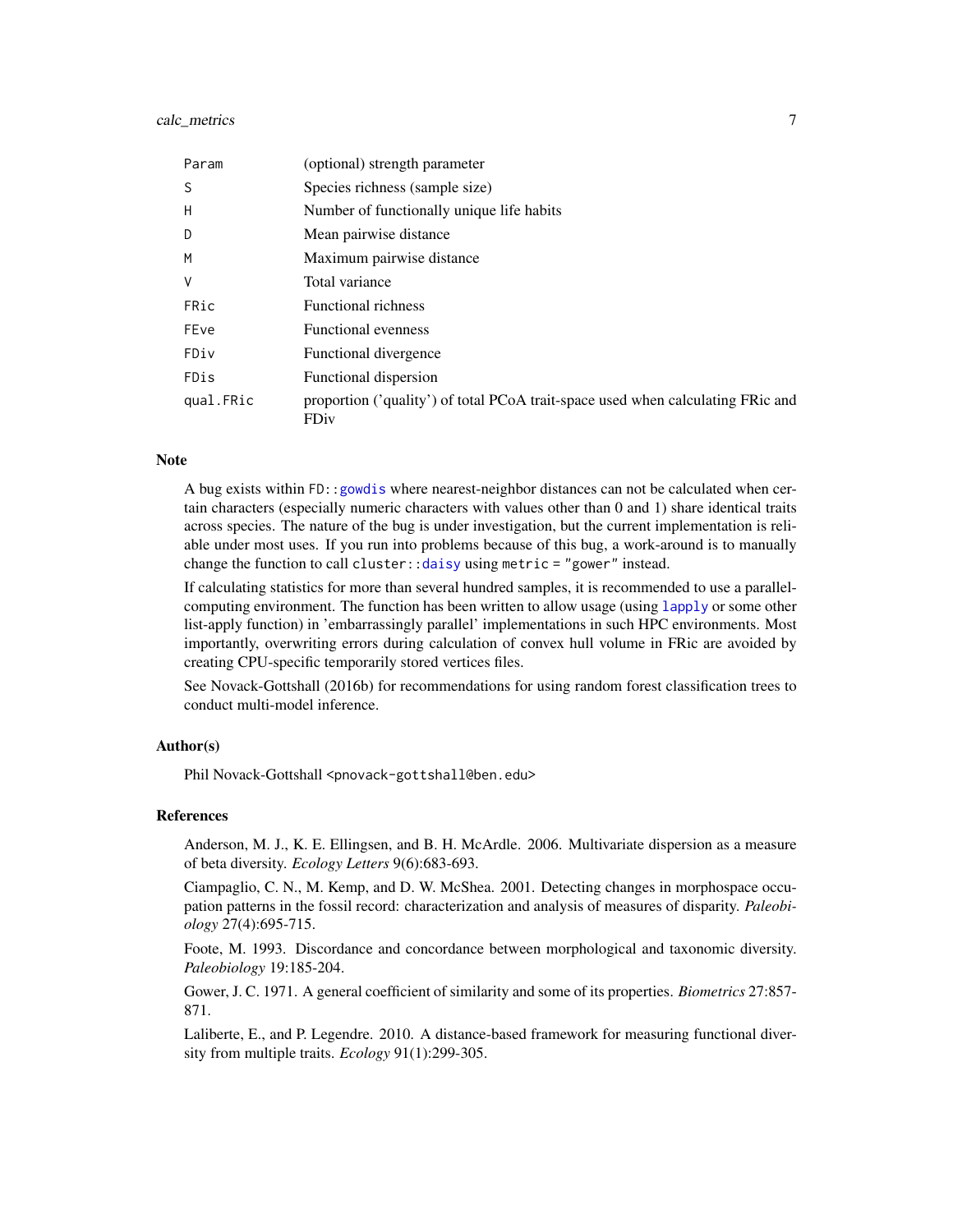| | |
|---|---|
| `Param` | (optional) strength parameter |
| `S` | Species richness (sample size) |
| `H` | Number of functionally unique life habits |
| `D` | Mean pairwise distance |
| `M` | Maximum pairwise distance |
| `V` | Total variance |
| `FRic` | Functional richness |
| `FEve` | Functional evenness |
| `FDiv` | Functional divergence |
| `FDis` | Functional dispersion |
| `qual.FRic` | proportion ('quality') of total PCoA trait-space used when calculating FRic and FDiv |

## Note

A bug exists within `FD::gowdis` where nearest-neighbor distances can not be calculated when certain characters (especially numeric characters with values other than 0 and 1) share identical traits across species. The nature of the bug is under investigation, but the current implementation is reliable under most uses. If you run into problems because of this bug, a work-around is to manually change the function to call `cluster::daisy` using `metric = "gower"` instead.

If calculating statistics for more than several hundred samples, it is recommended to use a parallel-computing environment. The function has been written to allow usage (using `lapply` or some other list-apply function) in 'embarrassingly parallel' implementations in such HPC environments. Most importantly, overwriting errors during calculation of convex hull volume in FRic are avoided by creating CPU-specific temporarily stored vertices files.

See Novack-Gottshall (2016b) for recommendations for using random forest classification trees to conduct multi-model inference.

## Author(s)

Phil Novack-Gottshall `<pnovack-gottshall@ben.edu>`

## References

Anderson, M. J., K. E. Ellingsen, and B. H. McArdle. 2006. Multivariate dispersion as a measure of beta diversity. *Ecology Letters* 9(6):683-693.

Ciampaglio, C. N., M. Kemp, and D. W. McShea. 2001. Detecting changes in morphospace occupation patterns in the fossil record: characterization and analysis of measures of disparity. *Paleobiology* 27(4):695-715.

Foote, M. 1993. Discordance and concordance between morphological and taxonomic diversity. *Paleobiology* 19:185-204.

Gower, J. C. 1971. A general coefficient of similarity and some of its properties. *Biometrics* 27:857-871.

Laliberte, E., and P. Legendre. 2010. A distance-based framework for measuring functional diversity from multiple traits. *Ecology* 91(1):299-305.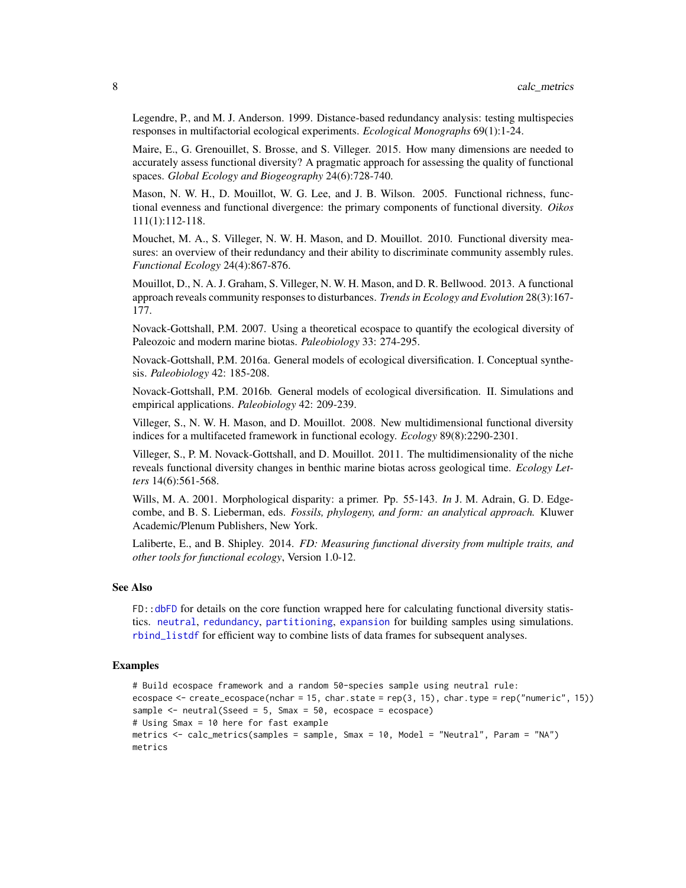Legendre, P., and M. J. Anderson. 1999. Distance-based redundancy analysis: testing multispecies responses in multifactorial ecological experiments. *Ecological Monographs* 69(1):1-24.

Maire, E., G. Grenouillet, S. Brosse, and S. Villeger. 2015. How many dimensions are needed to accurately assess functional diversity? A pragmatic approach for assessing the quality of functional spaces. *Global Ecology and Biogeography* 24(6):728-740.

Mason, N. W. H., D. Mouillot, W. G. Lee, and J. B. Wilson. 2005. Functional richness, functional evenness and functional divergence: the primary components of functional diversity. *Oikos* 111(1):112-118.

Mouchet, M. A., S. Villeger, N. W. H. Mason, and D. Mouillot. 2010. Functional diversity measures: an overview of their redundancy and their ability to discriminate community assembly rules. *Functional Ecology* 24(4):867-876.

Mouillot, D., N. A. J. Graham, S. Villeger, N. W. H. Mason, and D. R. Bellwood. 2013. A functional approach reveals community responses to disturbances. *Trends in Ecology and Evolution* 28(3):167-177.

Novack-Gottshall, P.M. 2007. Using a theoretical ecospace to quantify the ecological diversity of Paleozoic and modern marine biotas. *Paleobiology* 33: 274-295.

Novack-Gottshall, P.M. 2016a. General models of ecological diversification. I. Conceptual synthesis. *Paleobiology* 42: 185-208.

Novack-Gottshall, P.M. 2016b. General models of ecological diversification. II. Simulations and empirical applications. *Paleobiology* 42: 209-239.

Villeger, S., N. W. H. Mason, and D. Mouillot. 2008. New multidimensional functional diversity indices for a multifaceted framework in functional ecology. *Ecology* 89(8):2290-2301.

Villeger, S., P. M. Novack-Gottshall, and D. Mouillot. 2011. The multidimensionality of the niche reveals functional diversity changes in benthic marine biotas across geological time. *Ecology Letters* 14(6):561-568.

Wills, M. A. 2001. Morphological disparity: a primer. Pp. 55-143. *In* J. M. Adrain, G. D. Edgecombe, and B. S. Lieberman, eds. *Fossils, phylogeny, and form: an analytical approach.* Kluwer Academic/Plenum Publishers, New York.

Laliberte, E., and B. Shipley. 2014. *FD: Measuring functional diversity from multiple traits, and other tools for functional ecology*, Version 1.0-12.

## See Also

`FD::dbFD` for details on the core function wrapped here for calculating functional diversity statistics. `neutral`, `redundancy`, `partitioning`, `expansion` for building samples using simulations. `rbind_listdf` for efficient way to combine lists of data frames for subsequent analyses.

## Examples

```
# Build ecospace framework and a random 50-species sample using neutral rule:
ecospace <- create_ecospace(nchar = 15, char.state = rep(3, 15), char.type = rep("numeric", 15))
sample <- neutral(Sseed = 5, Smax = 50, ecospace = ecospace)
# Using Smax = 10 here for fast example
metrics <- calc_metrics(samples = sample, Smax = 10, Model = "Neutral", Param = "NA")
metrics
```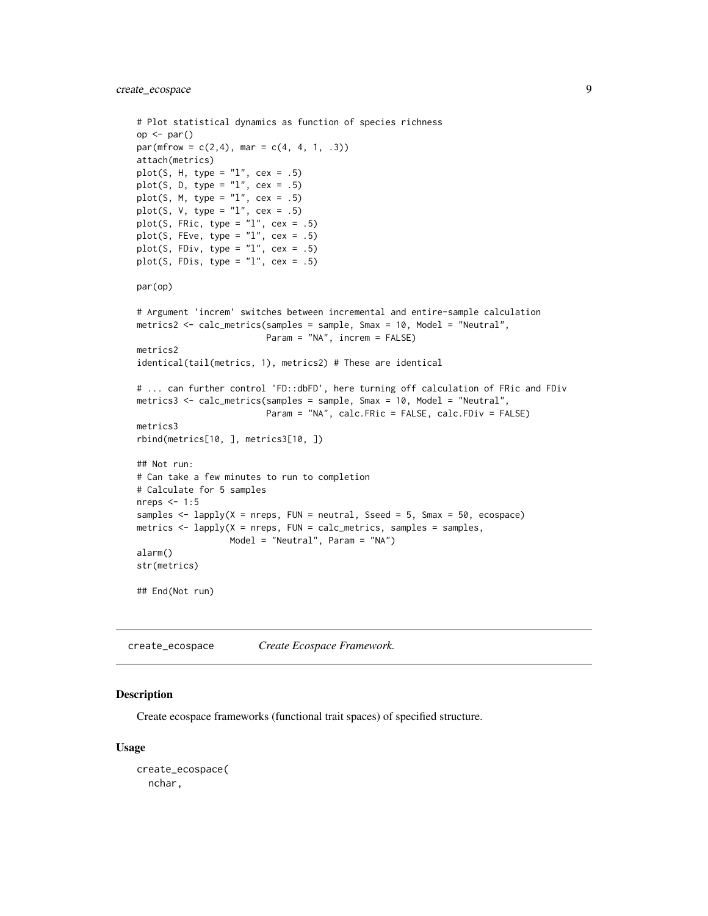```
# Plot statistical dynamics as function of species richness
op <- par()
par(mfrow = c(2,4), mar = c(4, 4, 1, .3))
attach(metrics)
plot(S, H, type = "l", cex = .5)
plot(S, D, type = "l", cex = .5)
plot(S, M, type = "l", cex = .5)
plot(S, V, type = "l", cex = .5)
plot(S, FRic, type = "l", cex = .5)
plot(S, FEve, type = "l", cex = .5)
plot(S, FDiv, type = "l", cex = .5)
plot(S, FDis, type = "l", cex = .5)

par(op)

# Argument 'increm' switches between incremental and entire-sample calculation
metrics2 <- calc_metrics(samples = sample, Smax = 10, Model = "Neutral",
                         Param = "NA", increm = FALSE)
metrics2
identical(tail(metrics, 1), metrics2) # These are identical

# ... can further control 'FD::dbFD', here turning off calculation of FRic and FDiv
metrics3 <- calc_metrics(samples = sample, Smax = 10, Model = "Neutral",
                         Param = "NA", calc.FRic = FALSE, calc.FDiv = FALSE)
metrics3
rbind(metrics[10, ], metrics3[10, ])

## Not run:
# Can take a few minutes to run to completion
# Calculate for 5 samples
nreps <- 1:5
samples <- lapply(X = nreps, FUN = neutral, Sseed = 5, Smax = 50, ecospace)
metrics <- lapply(X = nreps, FUN = calc_metrics, samples = samples,
                  Model = "Neutral", Param = "NA")
alarm()
str(metrics)

## End(Not run)
```

## create_ecospace *Create Ecospace Framework.*

### Description

Create ecospace frameworks (functional trait spaces) of specified structure.

### Usage

```
create_ecospace(
  nchar,
```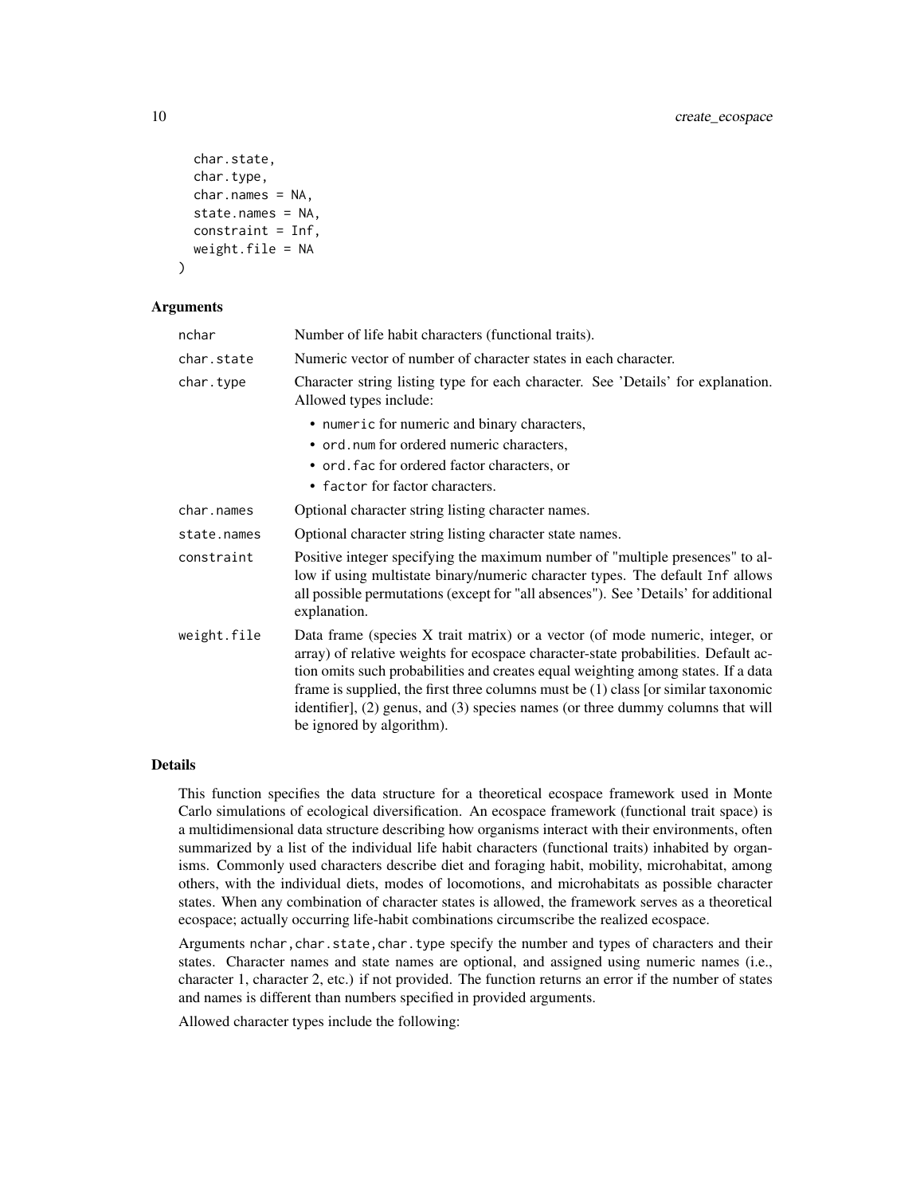```
  char.state,
  char.type,
  char.names = NA,
  state.names = NA,
  constraint = Inf,
  weight.file = NA
)
```

### Arguments

| | |
|---|---|
| `nchar` | Number of life habit characters (functional traits). |
| `char.state` | Numeric vector of number of character states in each character. |
| `char.type` | Character string listing type for each character. See 'Details' for explanation. Allowed types include:<br>• `numeric` for numeric and binary characters,<br>• `ord.num` for ordered numeric characters,<br>• `ord.fac` for ordered factor characters, or<br>• `factor` for factor characters. |
| `char.names` | Optional character string listing character names. |
| `state.names` | Optional character string listing character state names. |
| `constraint` | Positive integer specifying the maximum number of "multiple presences" to allow if using multistate binary/numeric character types. The default `Inf` allows all possible permutations (except for "all absences"). See 'Details' for additional explanation. |
| `weight.file` | Data frame (species X trait matrix) or a vector (of mode numeric, integer, or array) of relative weights for ecospace character-state probabilities. Default action omits such probabilities and creates equal weighting among states. If a data frame is supplied, the first three columns must be (1) class [or similar taxonomic identifier], (2) genus, and (3) species names (or three dummy columns that will be ignored by algorithm). |

### Details

This function specifies the data structure for a theoretical ecospace framework used in Monte Carlo simulations of ecological diversification. An ecospace framework (functional trait space) is a multidimensional data structure describing how organisms interact with their environments, often summarized by a list of the individual life habit characters (functional traits) inhabited by organisms. Commonly used characters describe diet and foraging habit, mobility, microhabitat, among others, with the individual diets, modes of locomotions, and microhabitats as possible character states. When any combination of character states is allowed, the framework serves as a theoretical ecospace; actually occurring life-habit combinations circumscribe the realized ecospace.

Arguments `nchar,char.state,char.type` specify the number and types of characters and their states. Character names and state names are optional, and assigned using numeric names (i.e., character 1, character 2, etc.) if not provided. The function returns an error if the number of states and names is different than numbers specified in provided arguments.

Allowed character types include the following: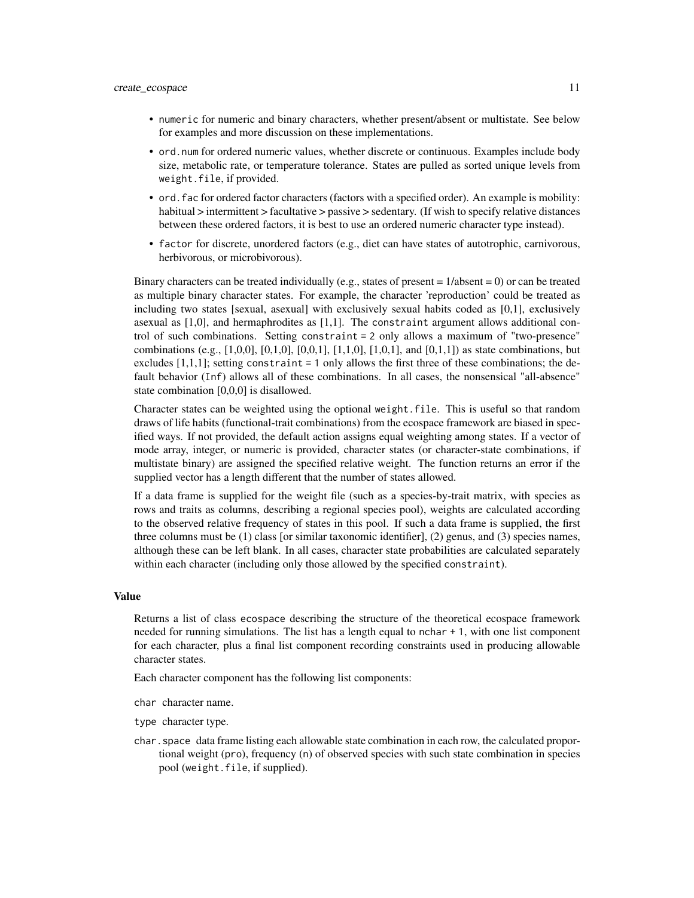- `numeric` for numeric and binary characters, whether present/absent or multistate. See below for examples and more discussion on these implementations.
- `ord.num` for ordered numeric values, whether discrete or continuous. Examples include body size, metabolic rate, or temperature tolerance. States are pulled as sorted unique levels from `weight.file`, if provided.
- `ord.fac` for ordered factor characters (factors with a specified order). An example is mobility: habitual > intermittent > facultative > passive > sedentary. (If wish to specify relative distances between these ordered factors, it is best to use an ordered numeric character type instead).
- `factor` for discrete, unordered factors (e.g., diet can have states of autotrophic, carnivorous, herbivorous, or microbivorous).

Binary characters can be treated individually (e.g., states of present = 1/absent = 0) or can be treated as multiple binary character states. For example, the character 'reproduction' could be treated as including two states [sexual, asexual] with exclusively sexual habits coded as [0,1], exclusively asexual as [1,0], and hermaphrodites as [1,1]. The `constraint` argument allows additional control of such combinations. Setting `constraint = 2` only allows a maximum of "two-presence" combinations (e.g., [1,0,0], [0,1,0], [0,0,1], [1,1,0], [1,0,1], and [0,1,1]) as state combinations, but excludes [1,1,1]; setting `constraint = 1` only allows the first three of these combinations; the default behavior (`Inf`) allows all of these combinations. In all cases, the nonsensical "all-absence" state combination [0,0,0] is disallowed.

Character states can be weighted using the optional `weight.file`. This is useful so that random draws of life habits (functional-trait combinations) from the ecospace framework are biased in specified ways. If not provided, the default action assigns equal weighting among states. If a vector of mode array, integer, or numeric is provided, character states (or character-state combinations, if multistate binary) are assigned the specified relative weight. The function returns an error if the supplied vector has a length different that the number of states allowed.

If a data frame is supplied for the weight file (such as a species-by-trait matrix, with species as rows and traits as columns, describing a regional species pool), weights are calculated according to the observed relative frequency of states in this pool. If such a data frame is supplied, the first three columns must be (1) class [or similar taxonomic identifier], (2) genus, and (3) species names, although these can be left blank. In all cases, character state probabilities are calculated separately within each character (including only those allowed by the specified `constraint`).

## Value

Returns a list of class `ecospace` describing the structure of the theoretical ecospace framework needed for running simulations. The list has a length equal to `nchar + 1`, with one list component for each character, plus a final list component recording constraints used in producing allowable character states.

Each character component has the following list components:

`char` character name.

`type` character type.

`char.space` data frame listing each allowable state combination in each row, the calculated proportional weight (`pro`), frequency (`n`) of observed species with such state combination in species pool (`weight.file`, if supplied).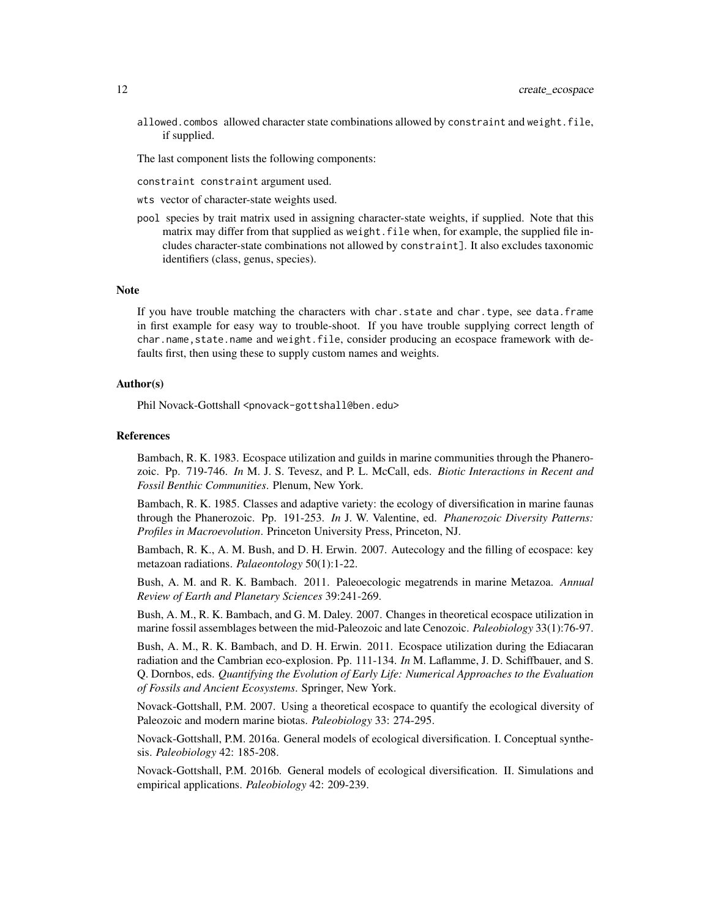`allowed.combos` allowed character state combinations allowed by `constraint` and `weight.file`, if supplied.

The last component lists the following components:

`constraint` constraint argument used.

`wts` vector of character-state weights used.

`pool` species by trait matrix used in assigning character-state weights, if supplied. Note that this matrix may differ from that supplied as `weight.file` when, for example, the supplied file includes character-state combinations not allowed by `constraint`]. It also excludes taxonomic identifiers (class, genus, species).

## Note

If you have trouble matching the characters with `char.state` and `char.type`, see `data.frame` in first example for easy way to trouble-shoot. If you have trouble supplying correct length of `char.name`,`state.name` and `weight.file`, consider producing an ecospace framework with defaults first, then using these to supply custom names and weights.

## Author(s)

Phil Novack-Gottshall <pnovack-gottshall@ben.edu>

## References

Bambach, R. K. 1983. Ecospace utilization and guilds in marine communities through the Phanerozoic. Pp. 719-746. *In* M. J. S. Tevesz, and P. L. McCall, eds. *Biotic Interactions in Recent and Fossil Benthic Communities*. Plenum, New York.

Bambach, R. K. 1985. Classes and adaptive variety: the ecology of diversification in marine faunas through the Phanerozoic. Pp. 191-253. *In* J. W. Valentine, ed. *Phanerozoic Diversity Patterns: Profiles in Macroevolution*. Princeton University Press, Princeton, NJ.

Bambach, R. K., A. M. Bush, and D. H. Erwin. 2007. Autecology and the filling of ecospace: key metazoan radiations. *Palaeontology* 50(1):1-22.

Bush, A. M. and R. K. Bambach. 2011. Paleoecologic megatrends in marine Metazoa. *Annual Review of Earth and Planetary Sciences* 39:241-269.

Bush, A. M., R. K. Bambach, and G. M. Daley. 2007. Changes in theoretical ecospace utilization in marine fossil assemblages between the mid-Paleozoic and late Cenozoic. *Paleobiology* 33(1):76-97.

Bush, A. M., R. K. Bambach, and D. H. Erwin. 2011. Ecospace utilization during the Ediacaran radiation and the Cambrian eco-explosion. Pp. 111-134. *In* M. Laflamme, J. D. Schiffbauer, and S. Q. Dornbos, eds. *Quantifying the Evolution of Early Life: Numerical Approaches to the Evaluation of Fossils and Ancient Ecosystems*. Springer, New York.

Novack-Gottshall, P.M. 2007. Using a theoretical ecospace to quantify the ecological diversity of Paleozoic and modern marine biotas. *Paleobiology* 33: 274-295.

Novack-Gottshall, P.M. 2016a. General models of ecological diversification. I. Conceptual synthesis. *Paleobiology* 42: 185-208.

Novack-Gottshall, P.M. 2016b. General models of ecological diversification. II. Simulations and empirical applications. *Paleobiology* 42: 209-239.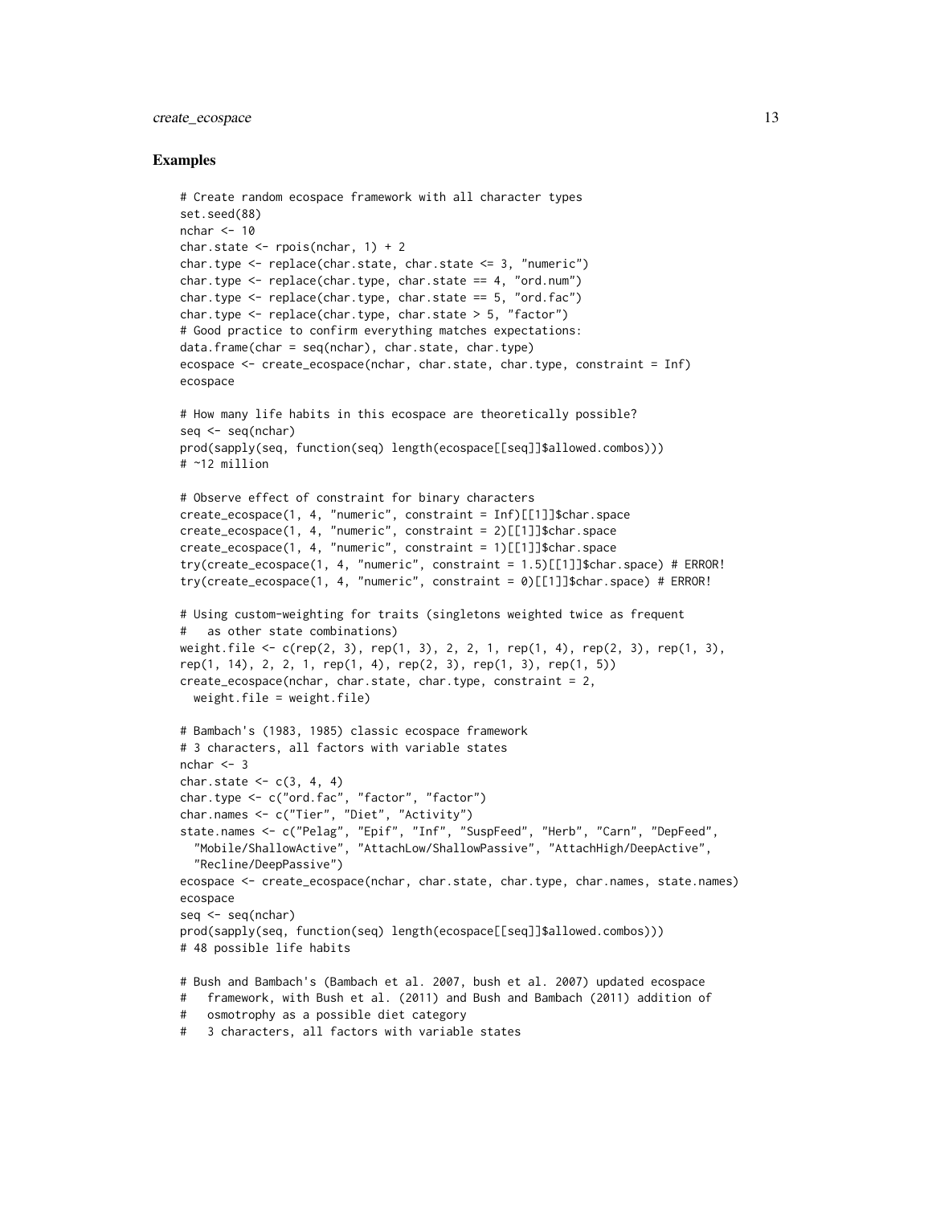## Examples

```
# Create random ecospace framework with all character types
set.seed(88)
nchar <- 10
char.state <- rpois(nchar, 1) + 2
char.type <- replace(char.state, char.state <= 3, "numeric")
char.type <- replace(char.type, char.state == 4, "ord.num")
char.type <- replace(char.type, char.state == 5, "ord.fac")
char.type <- replace(char.type, char.state > 5, "factor")
# Good practice to confirm everything matches expectations:
data.frame(char = seq(nchar), char.state, char.type)
ecospace <- create_ecospace(nchar, char.state, char.type, constraint = Inf)
ecospace

# How many life habits in this ecospace are theoretically possible?
seq <- seq(nchar)
prod(sapply(seq, function(seq) length(ecospace[[seq]]$allowed.combos)))
# ~12 million

# Observe effect of constraint for binary characters
create_ecospace(1, 4, "numeric", constraint = Inf)[[1]]$char.space
create_ecospace(1, 4, "numeric", constraint = 2)[[1]]$char.space
create_ecospace(1, 4, "numeric", constraint = 1)[[1]]$char.space
try(create_ecospace(1, 4, "numeric", constraint = 1.5)[[1]]$char.space) # ERROR!
try(create_ecospace(1, 4, "numeric", constraint = 0)[[1]]$char.space) # ERROR!

# Using custom-weighting for traits (singletons weighted twice as frequent
#   as other state combinations)
weight.file <- c(rep(2, 3), rep(1, 3), 2, 2, 1, rep(1, 4), rep(2, 3), rep(1, 3),
rep(1, 14), 2, 2, 1, rep(1, 4), rep(2, 3), rep(1, 3), rep(1, 5))
create_ecospace(nchar, char.state, char.type, constraint = 2,
  weight.file = weight.file)

# Bambach's (1983, 1985) classic ecospace framework
# 3 characters, all factors with variable states
nchar <- 3
char.state <- c(3, 4, 4)
char.type <- c("ord.fac", "factor", "factor")
char.names <- c("Tier", "Diet", "Activity")
state.names <- c("Pelag", "Epif", "Inf", "SuspFeed", "Herb", "Carn", "DepFeed",
  "Mobile/ShallowActive", "AttachLow/ShallowPassive", "AttachHigh/DeepActive",
  "Recline/DeepPassive")
ecospace <- create_ecospace(nchar, char.state, char.type, char.names, state.names)
ecospace
seq <- seq(nchar)
prod(sapply(seq, function(seq) length(ecospace[[seq]]$allowed.combos)))
# 48 possible life habits

# Bush and Bambach's (Bambach et al. 2007, bush et al. 2007) updated ecospace
#   framework, with Bush et al. (2011) and Bush and Bambach (2011) addition of
#   osmotrophy as a possible diet category
#   3 characters, all factors with variable states
```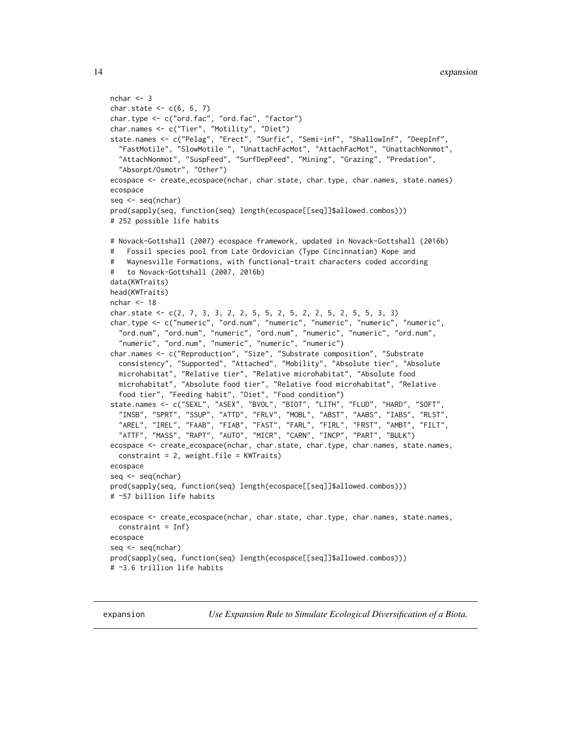```
nchar <- 3
char.state <- c(6, 6, 7)
char.type <- c("ord.fac", "ord.fac", "factor")
char.names <- c("Tier", "Motility", "Diet")
state.names <- c("Pelag", "Erect", "Surfic", "Semi-inf", "ShallowInf", "DeepInf",
  "FastMotile", "SlowMotile ", "UnattachFacMot", "AttachFacMot", "UnattachNonmot",
  "AttachNonmot", "SuspFeed", "SurfDepFeed", "Mining", "Grazing", "Predation",
  "Absorpt/Osmotr", "Other")
ecospace <- create_ecospace(nchar, char.state, char.type, char.names, state.names)
ecospace
seq <- seq(nchar)
prod(sapply(seq, function(seq) length(ecospace[[seq]]$allowed.combos)))
# 252 possible life habits

# Novack-Gottshall (2007) ecospace framework, updated in Novack-Gottshall (2016b)
#   Fossil species pool from Late Ordovician (Type Cincinnatian) Kope and
#   Waynesville Formations, with functional-trait characters coded according
#   to Novack-Gottshall (2007, 2016b)
data(KWTraits)
head(KWTraits)
nchar <- 18
char.state <- c(2, 7, 3, 3, 2, 2, 5, 5, 2, 5, 2, 2, 5, 2, 5, 5, 3, 3)
char.type <- c("numeric", "ord.num", "numeric", "numeric", "numeric", "numeric",
  "ord.num", "ord.num", "numeric", "ord.num", "numeric", "numeric", "ord.num",
  "numeric", "ord.num", "numeric", "numeric", "numeric")
char.names <- c("Reproduction", "Size", "Substrate composition", "Substrate
  consistency", "Supported", "Attached", "Mobility", "Absolute tier", "Absolute
  microhabitat", "Relative tier", "Relative microhabitat", "Absolute food
  microhabitat", "Absolute food tier", "Relative food microhabitat", "Relative
  food tier", "Feeding habit", "Diet", "Food condition")
state.names <- c("SEXL", "ASEX", "BVOL", "BIOT", "LITH", "FLUD", "HARD", "SOFT",
  "INSB", "SPRT", "SSUP", "ATTD", "FRLV", "MOBL", "ABST", "AABS", "IABS", "RLST",
  "AREL", "IREL", "FAAB", "FIAB", "FAST", "FARL", "FIRL", "FRST", "AMBT", "FILT",
  "ATTF", "MASS", "RAPT", "AUTO", "MICR", "CARN", "INCP", "PART", "BULK")
ecospace <- create_ecospace(nchar, char.state, char.type, char.names, state.names,
  constraint = 2, weight.file = KWTraits)
ecospace
seq <- seq(nchar)
prod(sapply(seq, function(seq) length(ecospace[[seq]]$allowed.combos)))
# ~57 billion life habits

ecospace <- create_ecospace(nchar, char.state, char.type, char.names, state.names,
  constraint = Inf)
ecospace
seq <- seq(nchar)
prod(sapply(seq, function(seq) length(ecospace[[seq]]$allowed.combos)))
# ~3.6 trillion life habits
```

---

## expansion — *Use Expansion Rule to Simulate Ecological Diversification of a Biota.*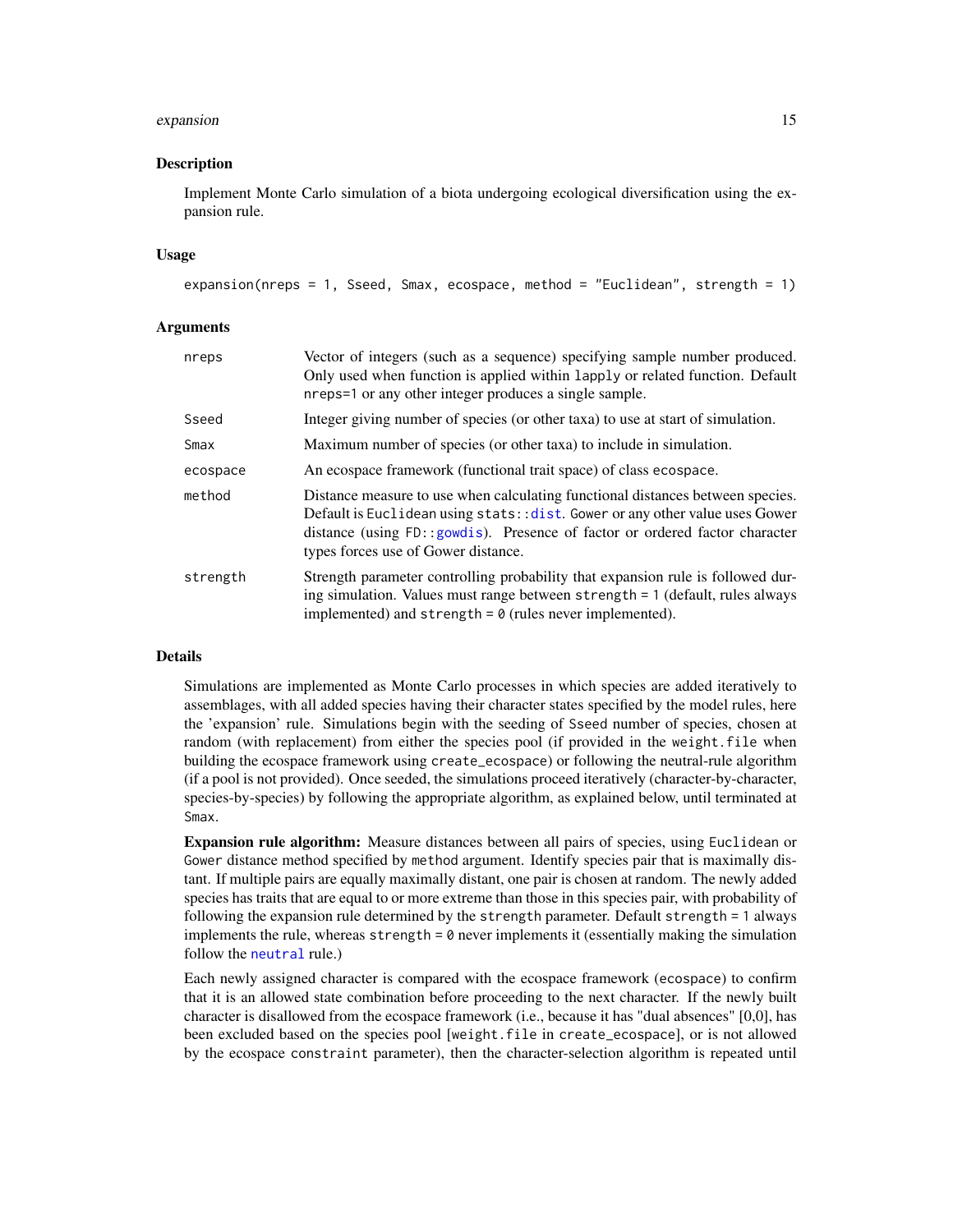## Description

Implement Monte Carlo simulation of a biota undergoing ecological diversification using the expansion rule.

## Usage

```
expansion(nreps = 1, Sseed, Smax, ecospace, method = "Euclidean", strength = 1)
```

## Arguments

| Argument | Description |
|---|---|
| nreps | Vector of integers (such as a sequence) specifying sample number produced. Only used when function is applied within `lapply` or related function. Default `nreps=1` or any other integer produces a single sample. |
| Sseed | Integer giving number of species (or other taxa) to use at start of simulation. |
| Smax | Maximum number of species (or other taxa) to include in simulation. |
| ecospace | An ecospace framework (functional trait space) of class `ecospace`. |
| method | Distance measure to use when calculating functional distances between species. Default is `Euclidean` using `stats::dist`. `Gower` or any other value uses Gower distance (using `FD::gowdis`). Presence of factor or ordered factor character types forces use of Gower distance. |
| strength | Strength parameter controlling probability that expansion rule is followed during simulation. Values must range between `strength = 1` (default, rules always implemented) and `strength = 0` (rules never implemented). |

## Details

Simulations are implemented as Monte Carlo processes in which species are added iteratively to assemblages, with all added species having their character states specified by the model rules, here the 'expansion' rule. Simulations begin with the seeding of `Sseed` number of species, chosen at random (with replacement) from either the species pool (if provided in the `weight.file` when building the ecospace framework using `create_ecospace`) or following the neutral-rule algorithm (if a pool is not provided). Once seeded, the simulations proceed iteratively (character-by-character, species-by-species) by following the appropriate algorithm, as explained below, until terminated at `Smax`.

**Expansion rule algorithm:** Measure distances between all pairs of species, using `Euclidean` or `Gower` distance method specified by `method` argument. Identify species pair that is maximally distant. If multiple pairs are equally maximally distant, one pair is chosen at random. The newly added species has traits that are equal to or more extreme than those in this species pair, with probability of following the expansion rule determined by the `strength` parameter. Default `strength = 1` always implements the rule, whereas `strength = 0` never implements it (essentially making the simulation follow the `neutral` rule.)

Each newly assigned character is compared with the ecospace framework (`ecospace`) to confirm that it is an allowed state combination before proceeding to the next character. If the newly built character is disallowed from the ecospace framework (i.e., because it has "dual absences" [0,0], has been excluded based on the species pool [`weight.file` in `create_ecospace`], or is not allowed by the ecospace `constraint` parameter), then the character-selection algorithm is repeated until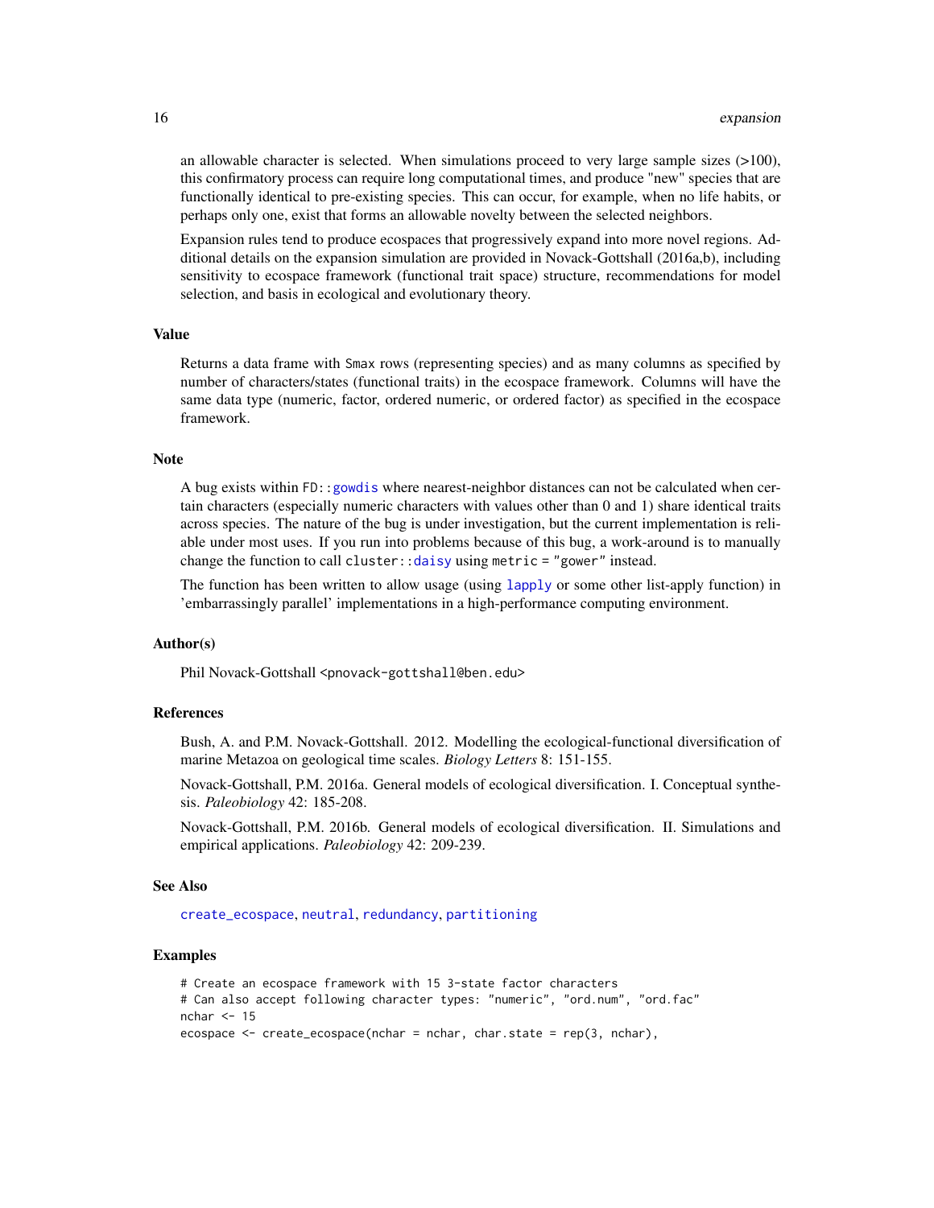an allowable character is selected. When simulations proceed to very large sample sizes (>100), this confirmatory process can require long computational times, and produce "new" species that are functionally identical to pre-existing species. This can occur, for example, when no life habits, or perhaps only one, exist that forms an allowable novelty between the selected neighbors.

Expansion rules tend to produce ecospaces that progressively expand into more novel regions. Additional details on the expansion simulation are provided in Novack-Gottshall (2016a,b), including sensitivity to ecospace framework (functional trait space) structure, recommendations for model selection, and basis in ecological and evolutionary theory.

## Value

Returns a data frame with `Smax` rows (representing species) and as many columns as specified by number of characters/states (functional traits) in the ecospace framework. Columns will have the same data type (numeric, factor, ordered numeric, or ordered factor) as specified in the ecospace framework.

## Note

A bug exists within `FD::gowdis` where nearest-neighbor distances can not be calculated when certain characters (especially numeric characters with values other than 0 and 1) share identical traits across species. The nature of the bug is under investigation, but the current implementation is reliable under most uses. If you run into problems because of this bug, a work-around is to manually change the function to call `cluster::daisy` using `metric = "gower"` instead.

The function has been written to allow usage (using `lapply` or some other list-apply function) in 'embarrassingly parallel' implementations in a high-performance computing environment.

## Author(s)

Phil Novack-Gottshall <pnovack-gottshall@ben.edu>

## References

Bush, A. and P.M. Novack-Gottshall. 2012. Modelling the ecological-functional diversification of marine Metazoa on geological time scales. *Biology Letters* 8: 151-155.

Novack-Gottshall, P.M. 2016a. General models of ecological diversification. I. Conceptual synthesis. *Paleobiology* 42: 185-208.

Novack-Gottshall, P.M. 2016b. General models of ecological diversification. II. Simulations and empirical applications. *Paleobiology* 42: 209-239.

## See Also

`create_ecospace`, `neutral`, `redundancy`, `partitioning`

## Examples

```
# Create an ecospace framework with 15 3-state factor characters
# Can also accept following character types: "numeric", "ord.num", "ord.fac"
nchar <- 15
ecospace <- create_ecospace(nchar = nchar, char.state = rep(3, nchar),
```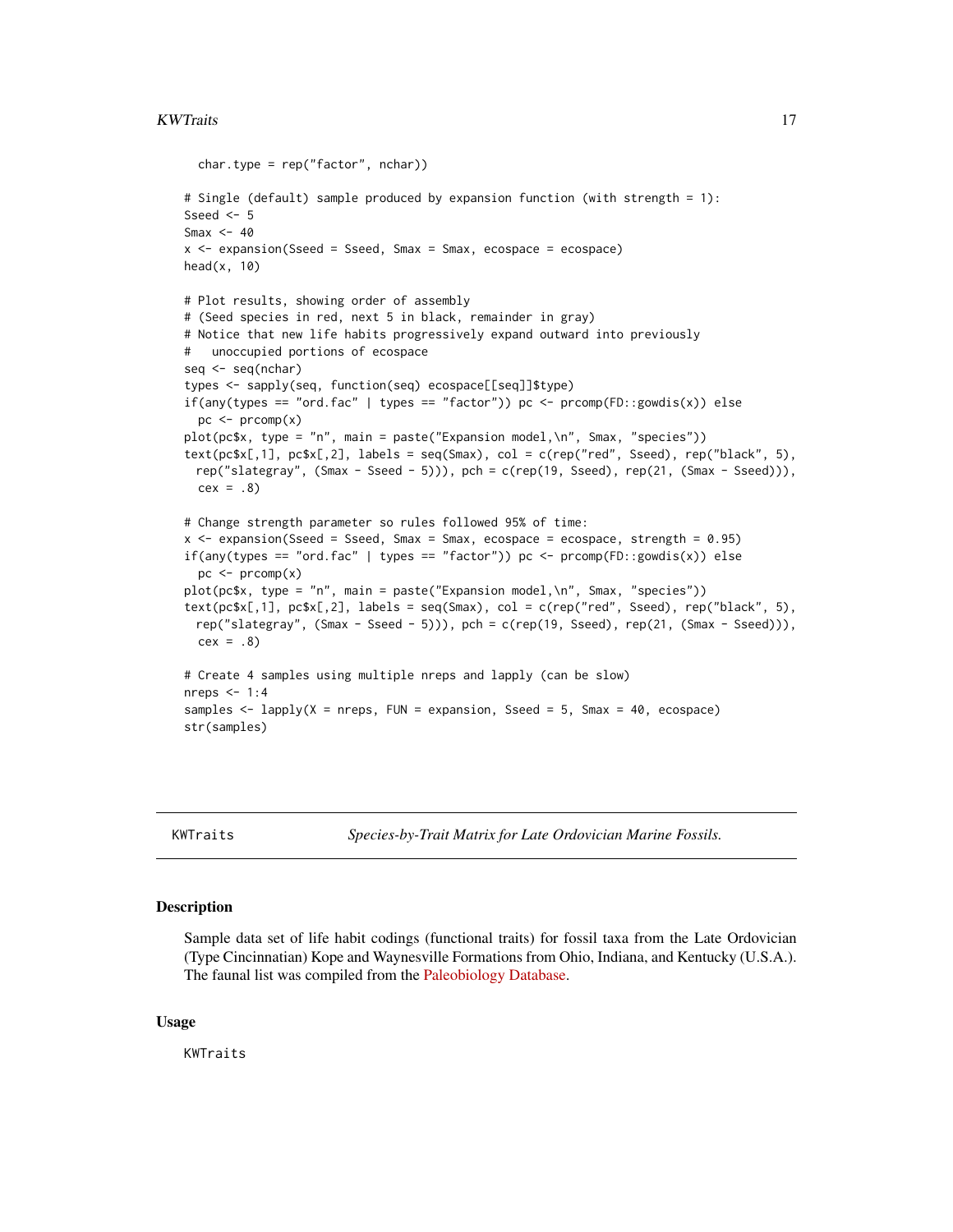```
  char.type = rep("factor", nchar))

# Single (default) sample produced by expansion function (with strength = 1):
Sseed <- 5
Smax <- 40
x <- expansion(Sseed = Sseed, Smax = Smax, ecospace = ecospace)
head(x, 10)

# Plot results, showing order of assembly
# (Seed species in red, next 5 in black, remainder in gray)
# Notice that new life habits progressively expand outward into previously
#   unoccupied portions of ecospace
seq <- seq(nchar)
types <- sapply(seq, function(seq) ecospace[[seq]]$type)
if(any(types == "ord.fac" | types == "factor")) pc <- prcomp(FD::gowdis(x)) else
  pc <- prcomp(x)
plot(pc$x, type = "n", main = paste("Expansion model,\n", Smax, "species"))
text(pc$x[,1], pc$x[,2], labels = seq(Smax), col = c(rep("red", Sseed), rep("black", 5),
 rep("slategray", (Smax - Sseed - 5))), pch = c(rep(19, Sseed), rep(21, (Smax - Sseed))),
  cex = .8)

# Change strength parameter so rules followed 95% of time:
x <- expansion(Sseed = Sseed, Smax = Smax, ecospace = ecospace, strength = 0.95)
if(any(types == "ord.fac" | types == "factor")) pc <- prcomp(FD::gowdis(x)) else
  pc <- prcomp(x)
plot(pc$x, type = "n", main = paste("Expansion model,\n", Smax, "species"))
text(pc$x[,1], pc$x[,2], labels = seq(Smax), col = c(rep("red", Sseed), rep("black", 5),
 rep("slategray", (Smax - Sseed - 5))), pch = c(rep(19, Sseed), rep(21, (Smax - Sseed))),
  cex = .8)

# Create 4 samples using multiple nreps and lapply (can be slow)
nreps <- 1:4
samples <- lapply(X = nreps, FUN = expansion, Sseed = 5, Smax = 40, ecospace)
str(samples)
```

---

`KWTraits` *Species-by-Trait Matrix for Late Ordovician Marine Fossils.*

---

## Description

Sample data set of life habit codings (functional traits) for fossil taxa from the Late Ordovician (Type Cincinnatian) Kope and Waynesville Formations from Ohio, Indiana, and Kentucky (U.S.A.). The faunal list was compiled from the Paleobiology Database.

## Usage

```
KWTraits
```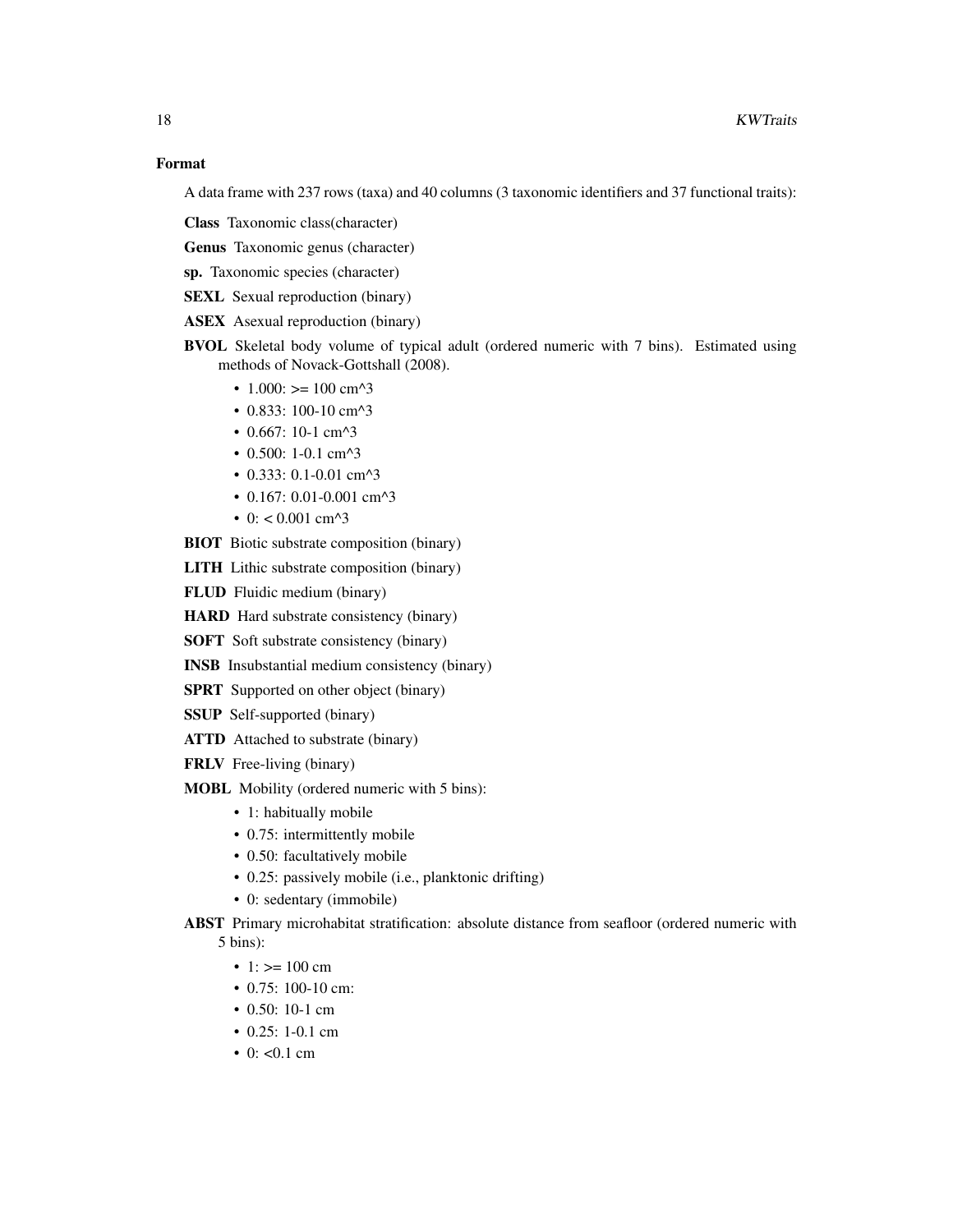### Format

A data frame with 237 rows (taxa) and 40 columns (3 taxonomic identifiers and 37 functional traits):

**Class** Taxonomic class(character)

**Genus** Taxonomic genus (character)

**sp.** Taxonomic species (character)

**SEXL** Sexual reproduction (binary)

**ASEX** Asexual reproduction (binary)

**BVOL** Skeletal body volume of typical adult (ordered numeric with 7 bins). Estimated using methods of Novack-Gottshall (2008).

- 1.000: >= 100 cm^3
- 0.833: 100-10 cm^3
- 0.667: 10-1 cm^3
- 0.500: 1-0.1 cm^3
- 0.333: 0.1-0.01 cm^3
- 0.167: 0.01-0.001 cm^3
- 0: < 0.001 cm^3

**BIOT** Biotic substrate composition (binary)

**LITH** Lithic substrate composition (binary)

**FLUD** Fluidic medium (binary)

**HARD** Hard substrate consistency (binary)

**SOFT** Soft substrate consistency (binary)

**INSB** Insubstantial medium consistency (binary)

**SPRT** Supported on other object (binary)

**SSUP** Self-supported (binary)

**ATTD** Attached to substrate (binary)

**FRLV** Free-living (binary)

**MOBL** Mobility (ordered numeric with 5 bins):

- 1: habitually mobile
- 0.75: intermittently mobile
- 0.50: facultatively mobile
- 0.25: passively mobile (i.e., planktonic drifting)
- 0: sedentary (immobile)

**ABST** Primary microhabitat stratification: absolute distance from seafloor (ordered numeric with 5 bins):

- 1: >= 100 cm
- 0.75: 100-10 cm:
- 0.50: 10-1 cm
- 0.25: 1-0.1 cm
- 0: <0.1 cm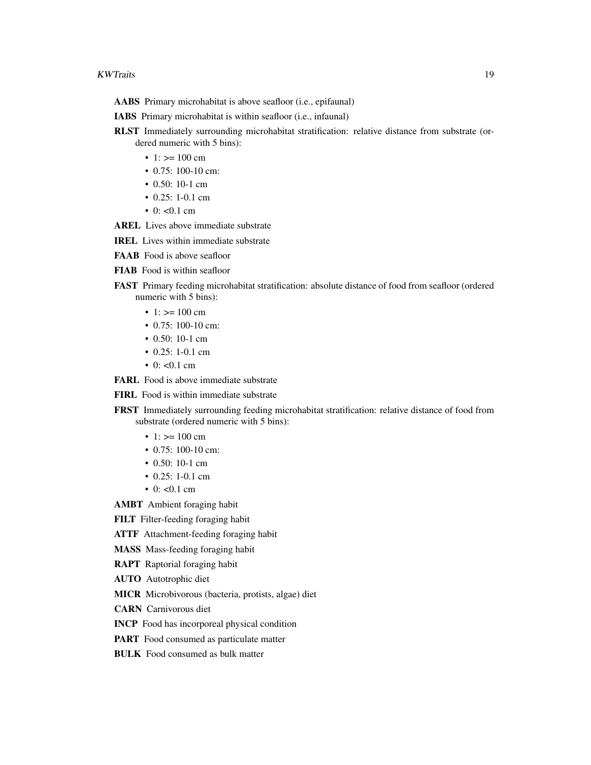**AABS** Primary microhabitat is above seafloor (i.e., epifaunal)

**IABS** Primary microhabitat is within seafloor (i.e., infaunal)

**RLST** Immediately surrounding microhabitat stratification: relative distance from substrate (ordered numeric with 5 bins):

- 1: >= 100 cm
- 0.75: 100-10 cm:
- 0.50: 10-1 cm
- 0.25: 1-0.1 cm
- 0: <0.1 cm

**AREL** Lives above immediate substrate

**IREL** Lives within immediate substrate

**FAAB** Food is above seafloor

**FIAB** Food is within seafloor

**FAST** Primary feeding microhabitat stratification: absolute distance of food from seafloor (ordered numeric with 5 bins):

- 1: >= 100 cm
- 0.75: 100-10 cm:
- 0.50: 10-1 cm
- 0.25: 1-0.1 cm
- 0: <0.1 cm

**FARL** Food is above immediate substrate

**FIRL** Food is within immediate substrate

**FRST** Immediately surrounding feeding microhabitat stratification: relative distance of food from substrate (ordered numeric with 5 bins):

- 1: >= 100 cm
- 0.75: 100-10 cm:
- 0.50: 10-1 cm
- 0.25: 1-0.1 cm
- 0: <0.1 cm

**AMBT** Ambient foraging habit

**FILT** Filter-feeding foraging habit

**ATTF** Attachment-feeding foraging habit

**MASS** Mass-feeding foraging habit

**RAPT** Raptorial foraging habit

**AUTO** Autotrophic diet

**MICR** Microbivorous (bacteria, protists, algae) diet

**CARN** Carnivorous diet

**INCP** Food has incorporeal physical condition

**PART** Food consumed as particulate matter

**BULK** Food consumed as bulk matter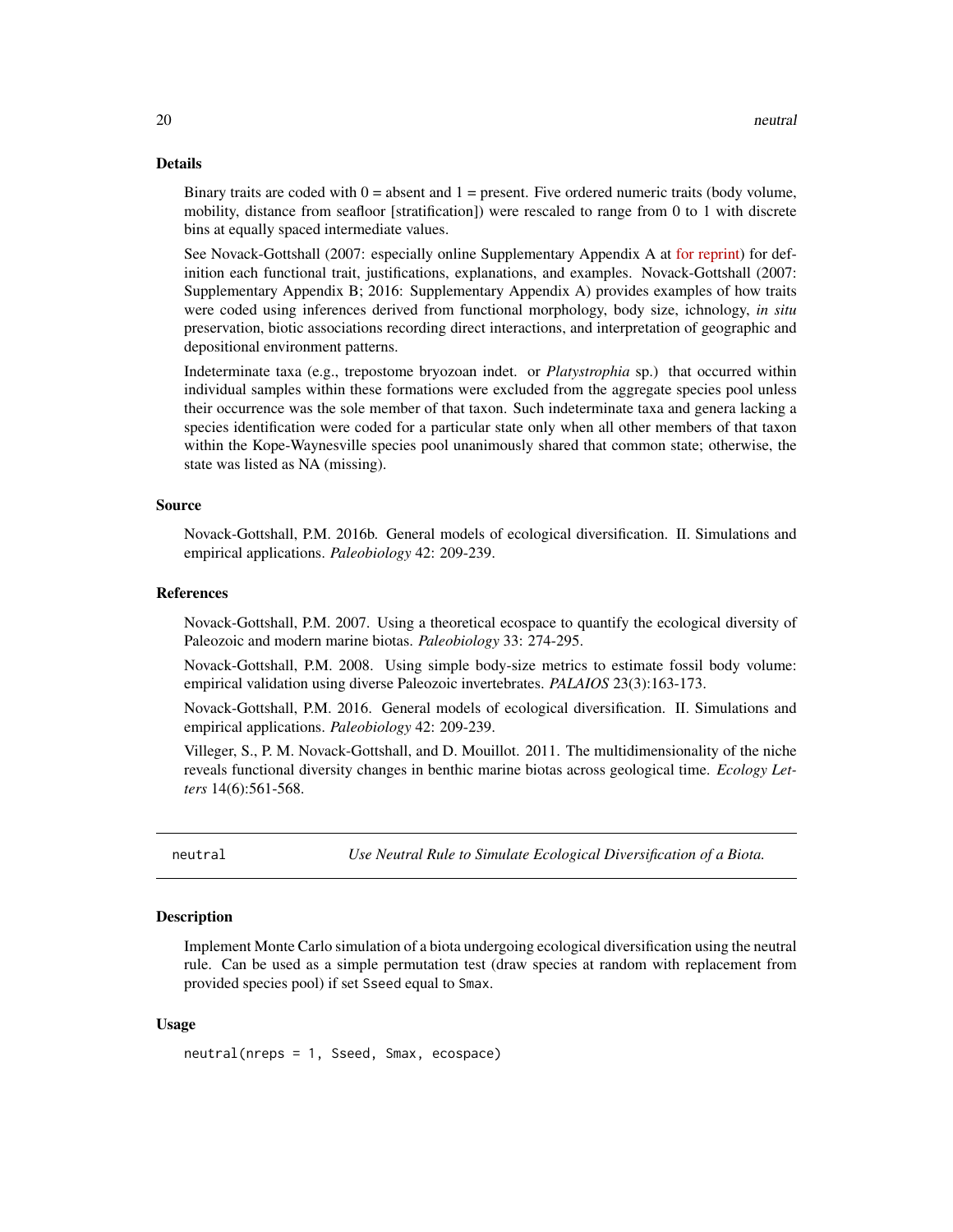### Details

Binary traits are coded with 0 = absent and 1 = present. Five ordered numeric traits (body volume, mobility, distance from seafloor [stratification]) were rescaled to range from 0 to 1 with discrete bins at equally spaced intermediate values.

See Novack-Gottshall (2007: especially online Supplementary Appendix A at for reprint) for definition each functional trait, justifications, explanations, and examples. Novack-Gottshall (2007: Supplementary Appendix B; 2016: Supplementary Appendix A) provides examples of how traits were coded using inferences derived from functional morphology, body size, ichnology, *in situ* preservation, biotic associations recording direct interactions, and interpretation of geographic and depositional environment patterns.

Indeterminate taxa (e.g., trepostome bryozoan indet. or *Platystrophia* sp.) that occurred within individual samples within these formations were excluded from the aggregate species pool unless their occurrence was the sole member of that taxon. Such indeterminate taxa and genera lacking a species identification were coded for a particular state only when all other members of that taxon within the Kope-Waynesville species pool unanimously shared that common state; otherwise, the state was listed as NA (missing).

### Source

Novack-Gottshall, P.M. 2016b. General models of ecological diversification. II. Simulations and empirical applications. *Paleobiology* 42: 209-239.

### References

Novack-Gottshall, P.M. 2007. Using a theoretical ecospace to quantify the ecological diversity of Paleozoic and modern marine biotas. *Paleobiology* 33: 274-295.

Novack-Gottshall, P.M. 2008. Using simple body-size metrics to estimate fossil body volume: empirical validation using diverse Paleozoic invertebrates. *PALAIOS* 23(3):163-173.

Novack-Gottshall, P.M. 2016. General models of ecological diversification. II. Simulations and empirical applications. *Paleobiology* 42: 209-239.

Villeger, S., P. M. Novack-Gottshall, and D. Mouillot. 2011. The multidimensionality of the niche reveals functional diversity changes in benthic marine biotas across geological time. *Ecology Letters* 14(6):561-568.

---

## neutral — *Use Neutral Rule to Simulate Ecological Diversification of a Biota.*

### Description

Implement Monte Carlo simulation of a biota undergoing ecological diversification using the neutral rule. Can be used as a simple permutation test (draw species at random with replacement from provided species pool) if set `Sseed` equal to `Smax`.

### Usage

```
neutral(nreps = 1, Sseed, Smax, ecospace)
```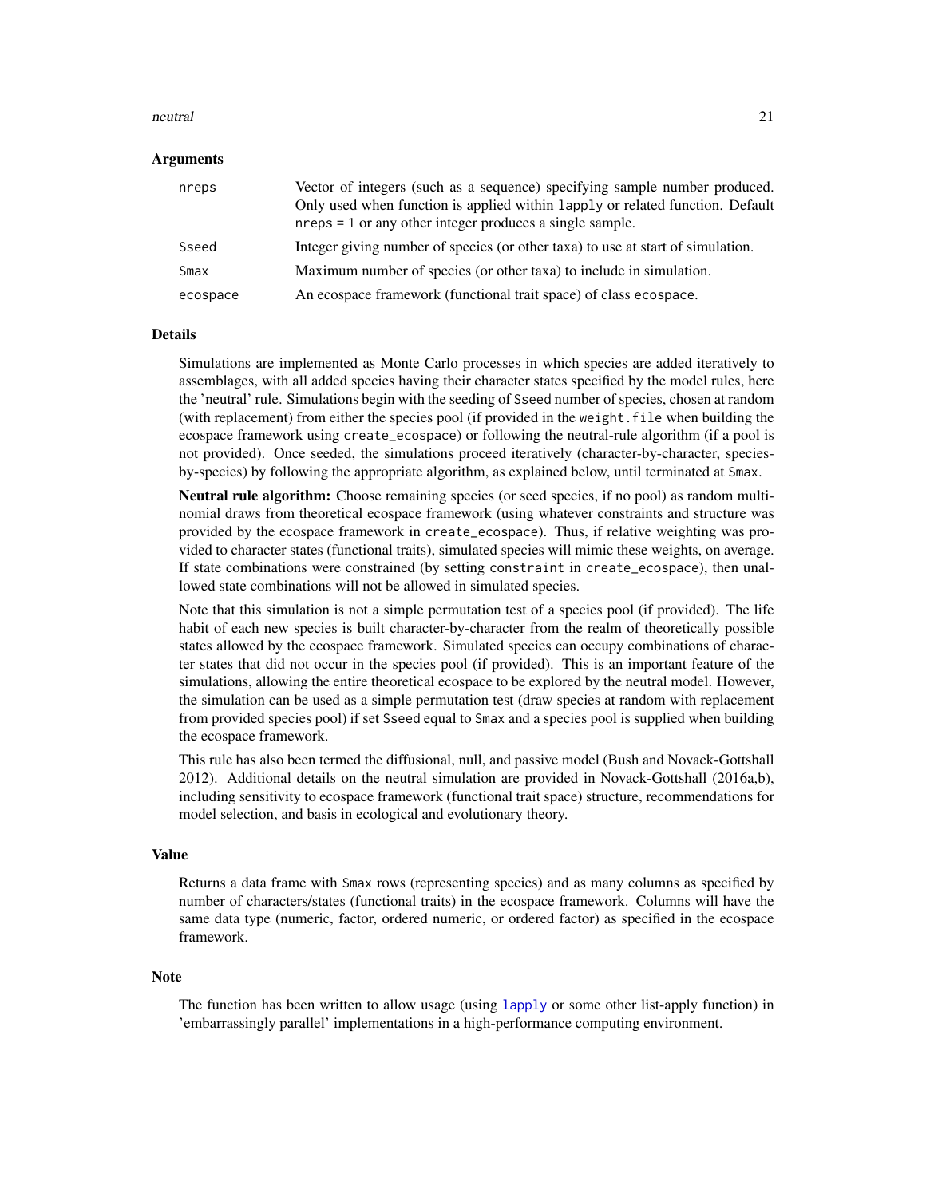### Arguments

| | |
|---|---|
| nreps | Vector of integers (such as a sequence) specifying sample number produced. Only used when function is applied within lapply or related function. Default nreps = 1 or any other integer produces a single sample. |
| Sseed | Integer giving number of species (or other taxa) to use at start of simulation. |
| Smax | Maximum number of species (or other taxa) to include in simulation. |
| ecospace | An ecospace framework (functional trait space) of class ecospace. |

### Details

Simulations are implemented as Monte Carlo processes in which species are added iteratively to assemblages, with all added species having their character states specified by the model rules, here the 'neutral' rule. Simulations begin with the seeding of Sseed number of species, chosen at random (with replacement) from either the species pool (if provided in the weight.file when building the ecospace framework using create_ecospace) or following the neutral-rule algorithm (if a pool is not provided). Once seeded, the simulations proceed iteratively (character-by-character, species-by-species) by following the appropriate algorithm, as explained below, until terminated at Smax.

**Neutral rule algorithm:** Choose remaining species (or seed species, if no pool) as random multinomial draws from theoretical ecospace framework (using whatever constraints and structure was provided by the ecospace framework in create_ecospace). Thus, if relative weighting was provided to character states (functional traits), simulated species will mimic these weights, on average. If state combinations were constrained (by setting constraint in create_ecospace), then unallowed state combinations will not be allowed in simulated species.

Note that this simulation is not a simple permutation test of a species pool (if provided). The life habit of each new species is built character-by-character from the realm of theoretically possible states allowed by the ecospace framework. Simulated species can occupy combinations of character states that did not occur in the species pool (if provided). This is an important feature of the simulations, allowing the entire theoretical ecospace to be explored by the neutral model. However, the simulation can be used as a simple permutation test (draw species at random with replacement from provided species pool) if set Sseed equal to Smax and a species pool is supplied when building the ecospace framework.

This rule has also been termed the diffusional, null, and passive model (Bush and Novack-Gottshall 2012). Additional details on the neutral simulation are provided in Novack-Gottshall (2016a,b), including sensitivity to ecospace framework (functional trait space) structure, recommendations for model selection, and basis in ecological and evolutionary theory.

### Value

Returns a data frame with Smax rows (representing species) and as many columns as specified by number of characters/states (functional traits) in the ecospace framework. Columns will have the same data type (numeric, factor, ordered numeric, or ordered factor) as specified in the ecospace framework.

### Note

The function has been written to allow usage (using lapply or some other list-apply function) in 'embarrassingly parallel' implementations in a high-performance computing environment.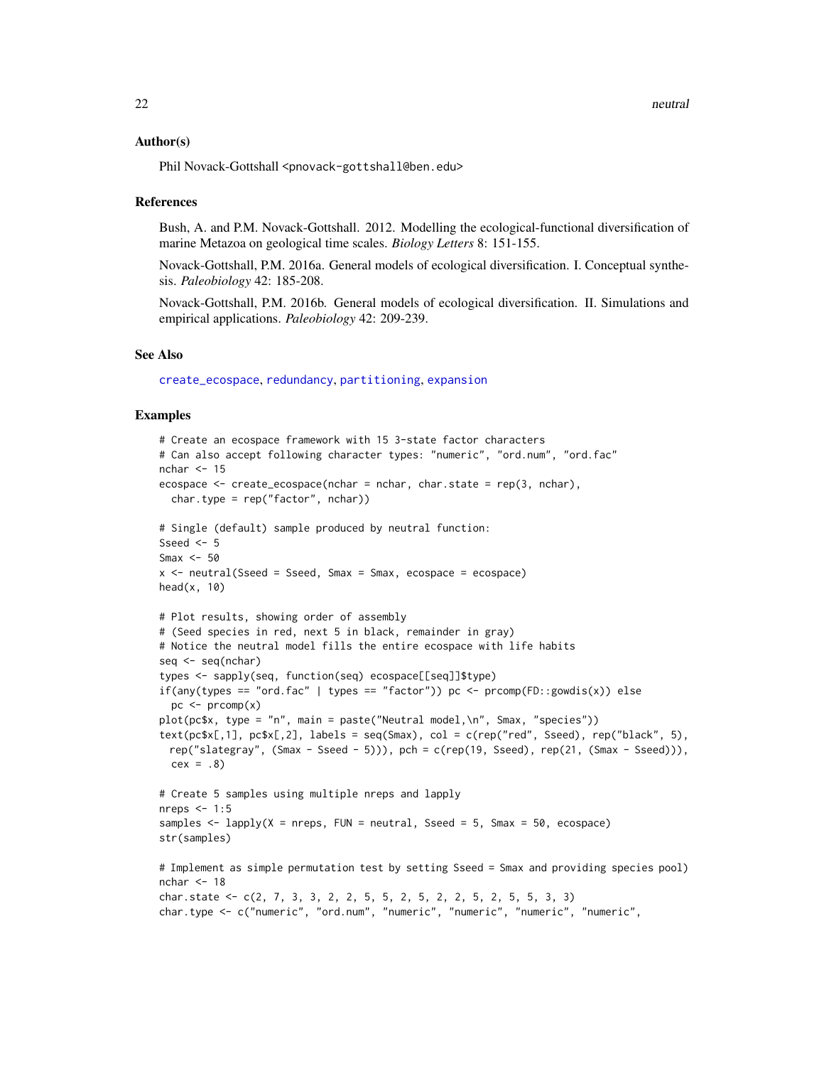## Author(s)

Phil Novack-Gottshall <pnovack-gottshall@ben.edu>

## References

Bush, A. and P.M. Novack-Gottshall. 2012. Modelling the ecological-functional diversification of marine Metazoa on geological time scales. *Biology Letters* 8: 151-155.

Novack-Gottshall, P.M. 2016a. General models of ecological diversification. I. Conceptual synthesis. *Paleobiology* 42: 185-208.

Novack-Gottshall, P.M. 2016b. General models of ecological diversification. II. Simulations and empirical applications. *Paleobiology* 42: 209-239.

## See Also

create_ecospace, redundancy, partitioning, expansion

## Examples

```
# Create an ecospace framework with 15 3-state factor characters
# Can also accept following character types: "numeric", "ord.num", "ord.fac"
nchar <- 15
ecospace <- create_ecospace(nchar = nchar, char.state = rep(3, nchar),
  char.type = rep("factor", nchar))

# Single (default) sample produced by neutral function:
Sseed <- 5
Smax <- 50
x <- neutral(Sseed = Sseed, Smax = Smax, ecospace = ecospace)
head(x, 10)

# Plot results, showing order of assembly
# (Seed species in red, next 5 in black, remainder in gray)
# Notice the neutral model fills the entire ecospace with life habits
seq <- seq(nchar)
types <- sapply(seq, function(seq) ecospace[[seq]]$type)
if(any(types == "ord.fac" | types == "factor")) pc <- prcomp(FD::gowdis(x)) else
  pc <- prcomp(x)
plot(pc$x, type = "n", main = paste("Neutral model,\n", Smax, "species"))
text(pc$x[,1], pc$x[,2], labels = seq(Smax), col = c(rep("red", Sseed), rep("black", 5),
  rep("slategray", (Smax - Sseed - 5))), pch = c(rep(19, Sseed), rep(21, (Smax - Sseed))),
  cex = .8)

# Create 5 samples using multiple nreps and lapply
nreps <- 1:5
samples <- lapply(X = nreps, FUN = neutral, Sseed = 5, Smax = 50, ecospace)
str(samples)

# Implement as simple permutation test by setting Sseed = Smax and providing species pool)
nchar <- 18
char.state <- c(2, 7, 3, 3, 2, 2, 5, 5, 2, 5, 2, 2, 5, 2, 5, 5, 3, 3)
char.type <- c("numeric", "ord.num", "numeric", "numeric", "numeric", "numeric",
```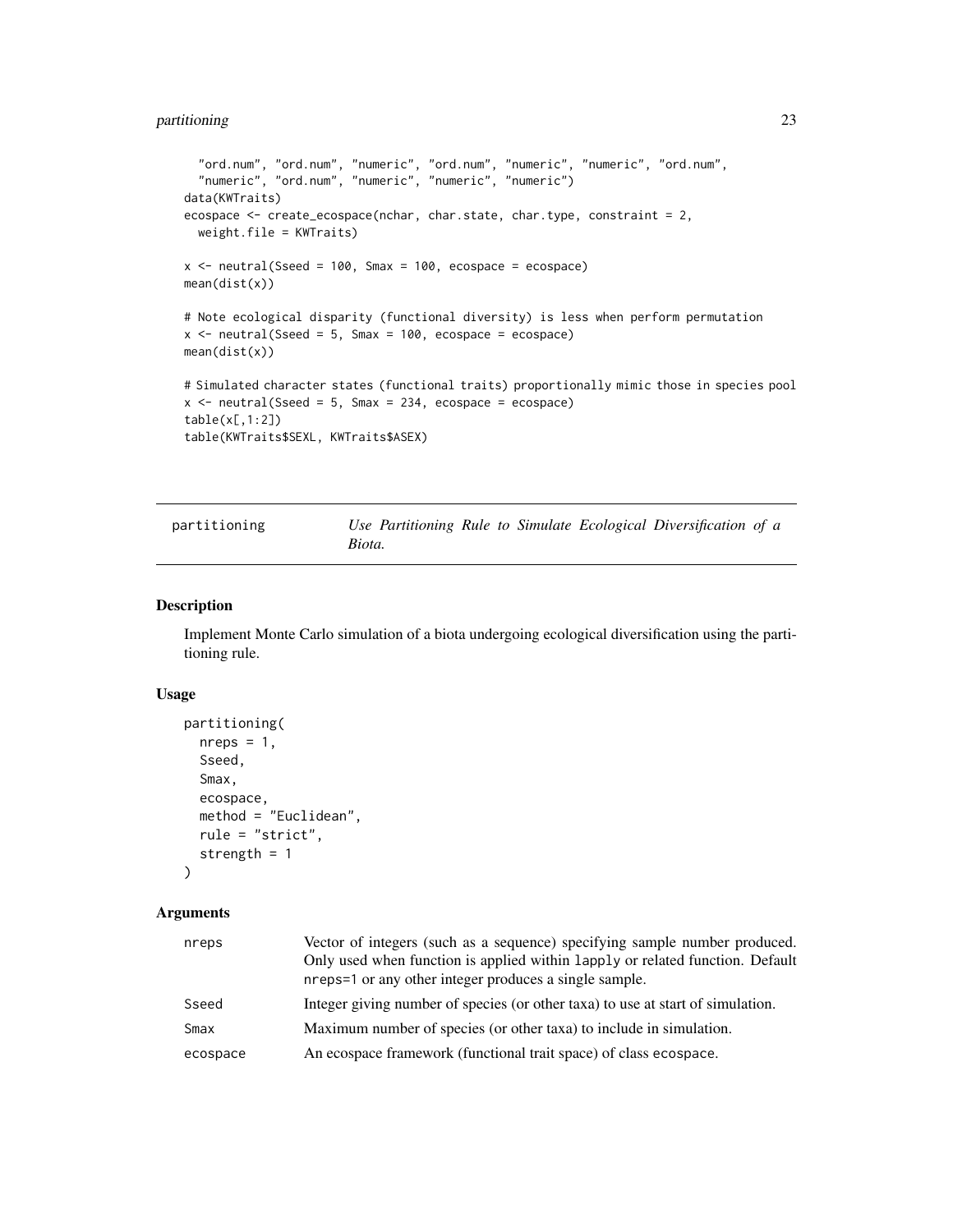```
  "ord.num", "ord.num", "numeric", "ord.num", "numeric", "numeric", "ord.num",
  "numeric", "ord.num", "numeric", "numeric", "numeric")
data(KWTraits)
ecospace <- create_ecospace(nchar, char.state, char.type, constraint = 2,
  weight.file = KWTraits)

x <- neutral(Sseed = 100, Smax = 100, ecospace = ecospace)
mean(dist(x))

# Note ecological disparity (functional diversity) is less when perform permutation
x <- neutral(Sseed = 5, Smax = 100, ecospace = ecospace)
mean(dist(x))

# Simulated character states (functional traits) proportionally mimic those in species pool
x <- neutral(Sseed = 5, Smax = 234, ecospace = ecospace)
table(x[,1:2])
table(KWTraits$SEXL, KWTraits$ASEX)
```

---

## partitioning — *Use Partitioning Rule to Simulate Ecological Diversification of a Biota.*

---

### Description

Implement Monte Carlo simulation of a biota undergoing ecological diversification using the partitioning rule.

### Usage

```
partitioning(
  nreps = 1,
  Sseed,
  Smax,
  ecospace,
  method = "Euclidean",
  rule = "strict",
  strength = 1
)
```

### Arguments

| | |
|---|---|
| nreps | Vector of integers (such as a sequence) specifying sample number produced. Only used when function is applied within lapply or related function. Default nreps=1 or any other integer produces a single sample. |
| Sseed | Integer giving number of species (or other taxa) to use at start of simulation. |
| Smax | Maximum number of species (or other taxa) to include in simulation. |
| ecospace | An ecospace framework (functional trait space) of class ecospace. |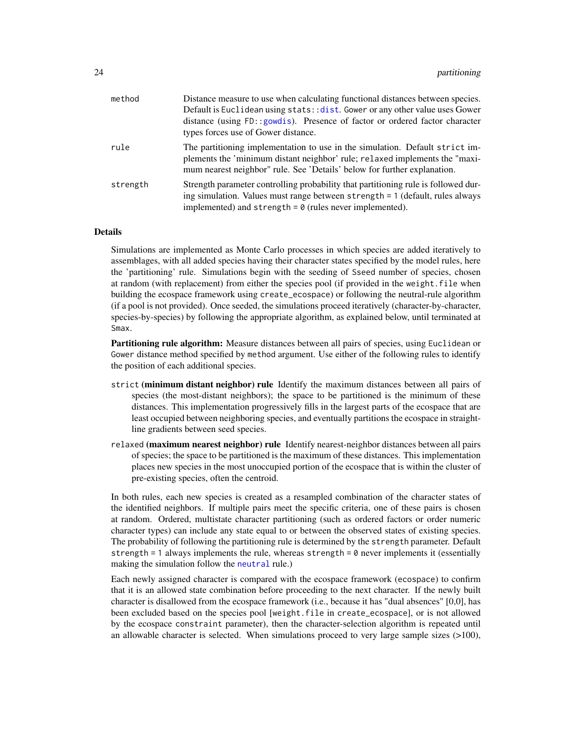| | |
|---|---|
| `method` | Distance measure to use when calculating functional distances between species. Default is `Euclidean` using `stats::dist`. `Gower` or any other value uses Gower distance (using `FD::gowdis`). Presence of factor or ordered factor character types forces use of Gower distance. |
| `rule` | The partitioning implementation to use in the simulation. Default `strict` implements the 'minimum distant neighbor' rule; `relaxed` implements the "maximum nearest neighbor" rule. See 'Details' below for further explanation. |
| `strength` | Strength parameter controlling probability that partitioning rule is followed during simulation. Values must range between `strength = 1` (default, rules always implemented) and `strength = 0` (rules never implemented). |

## Details

Simulations are implemented as Monte Carlo processes in which species are added iteratively to assemblages, with all added species having their character states specified by the model rules, here the 'partitioning' rule. Simulations begin with the seeding of `Sseed` number of species, chosen at random (with replacement) from either the species pool (if provided in the `weight.file` when building the ecospace framework using `create_ecospace`) or following the neutral-rule algorithm (if a pool is not provided). Once seeded, the simulations proceed iteratively (character-by-character, species-by-species) by following the appropriate algorithm, as explained below, until terminated at `Smax`.

**Partitioning rule algorithm:** Measure distances between all pairs of species, using `Euclidean` or `Gower` distance method specified by `method` argument. Use either of the following rules to identify the position of each additional species.

- `strict` **(minimum distant neighbor) rule** Identify the maximum distances between all pairs of species (the most-distant neighbors); the space to be partitioned is the minimum of these distances. This implementation progressively fills in the largest parts of the ecospace that are least occupied between neighboring species, and eventually partitions the ecospace in straight-line gradients between seed species.
- `relaxed` **(maximum nearest neighbor) rule** Identify nearest-neighbor distances between all pairs of species; the space to be partitioned is the maximum of these distances. This implementation places new species in the most unoccupied portion of the ecospace that is within the cluster of pre-existing species, often the centroid.

In both rules, each new species is created as a resampled combination of the character states of the identified neighbors. If multiple pairs meet the specific criteria, one of these pairs is chosen at random. Ordered, multistate character partitioning (such as ordered factors or order numeric character types) can include any state equal to or between the observed states of existing species. The probability of following the partitioning rule is determined by the `strength` parameter. Default `strength = 1` always implements the rule, whereas `strength = 0` never implements it (essentially making the simulation follow the `neutral` rule.)

Each newly assigned character is compared with the ecospace framework (`ecospace`) to confirm that it is an allowed state combination before proceeding to the next character. If the newly built character is disallowed from the ecospace framework (i.e., because it has "dual absences" [0,0], has been excluded based on the species pool [`weight.file` in `create_ecospace`], or is not allowed by the ecospace `constraint` parameter), then the character-selection algorithm is repeated until an allowable character is selected. When simulations proceed to very large sample sizes (>100),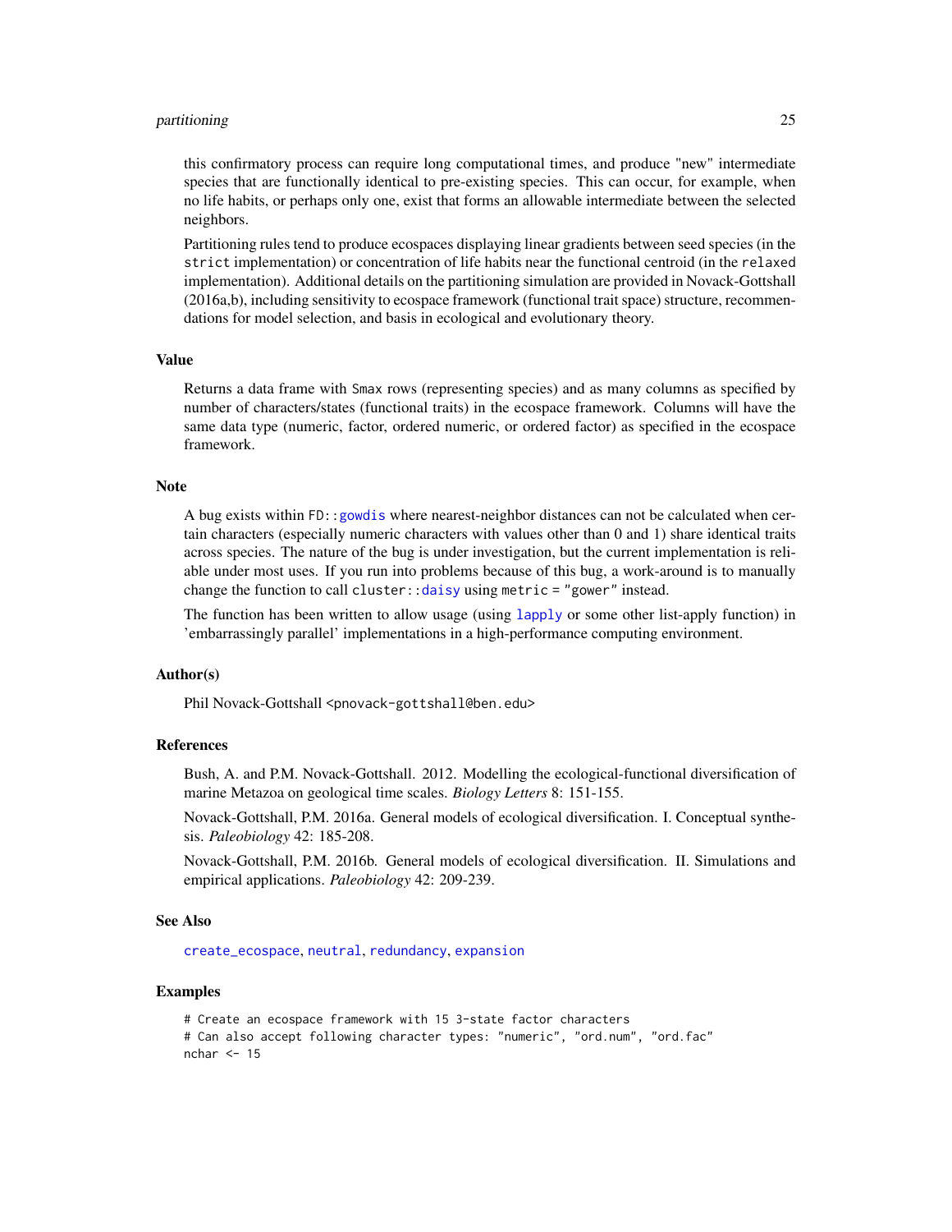this confirmatory process can require long computational times, and produce "new" intermediate species that are functionally identical to pre-existing species. This can occur, for example, when no life habits, or perhaps only one, exist that forms an allowable intermediate between the selected neighbors.

Partitioning rules tend to produce ecospaces displaying linear gradients between seed species (in the `strict` implementation) or concentration of life habits near the functional centroid (in the `relaxed` implementation). Additional details on the partitioning simulation are provided in Novack-Gottshall (2016a,b), including sensitivity to ecospace framework (functional trait space) structure, recommendations for model selection, and basis in ecological and evolutionary theory.

### Value

Returns a data frame with `Smax` rows (representing species) and as many columns as specified by number of characters/states (functional traits) in the ecospace framework. Columns will have the same data type (numeric, factor, ordered numeric, or ordered factor) as specified in the ecospace framework.

### Note

A bug exists within `FD::gowdis` where nearest-neighbor distances can not be calculated when certain characters (especially numeric characters with values other than 0 and 1) share identical traits across species. The nature of the bug is under investigation, but the current implementation is reliable under most uses. If you run into problems because of this bug, a work-around is to manually change the function to call `cluster::daisy` using `metric = "gower"` instead.

The function has been written to allow usage (using `lapply` or some other list-apply function) in 'embarrassingly parallel' implementations in a high-performance computing environment.

### Author(s)

Phil Novack-Gottshall <pnovack-gottshall@ben.edu>

### References

Bush, A. and P.M. Novack-Gottshall. 2012. Modelling the ecological-functional diversification of marine Metazoa on geological time scales. *Biology Letters* 8: 151-155.

Novack-Gottshall, P.M. 2016a. General models of ecological diversification. I. Conceptual synthesis. *Paleobiology* 42: 185-208.

Novack-Gottshall, P.M. 2016b. General models of ecological diversification. II. Simulations and empirical applications. *Paleobiology* 42: 209-239.

### See Also

`create_ecospace`, `neutral`, `redundancy`, `expansion`

### Examples

```
# Create an ecospace framework with 15 3-state factor characters
# Can also accept following character types: "numeric", "ord.num", "ord.fac"
nchar <- 15
```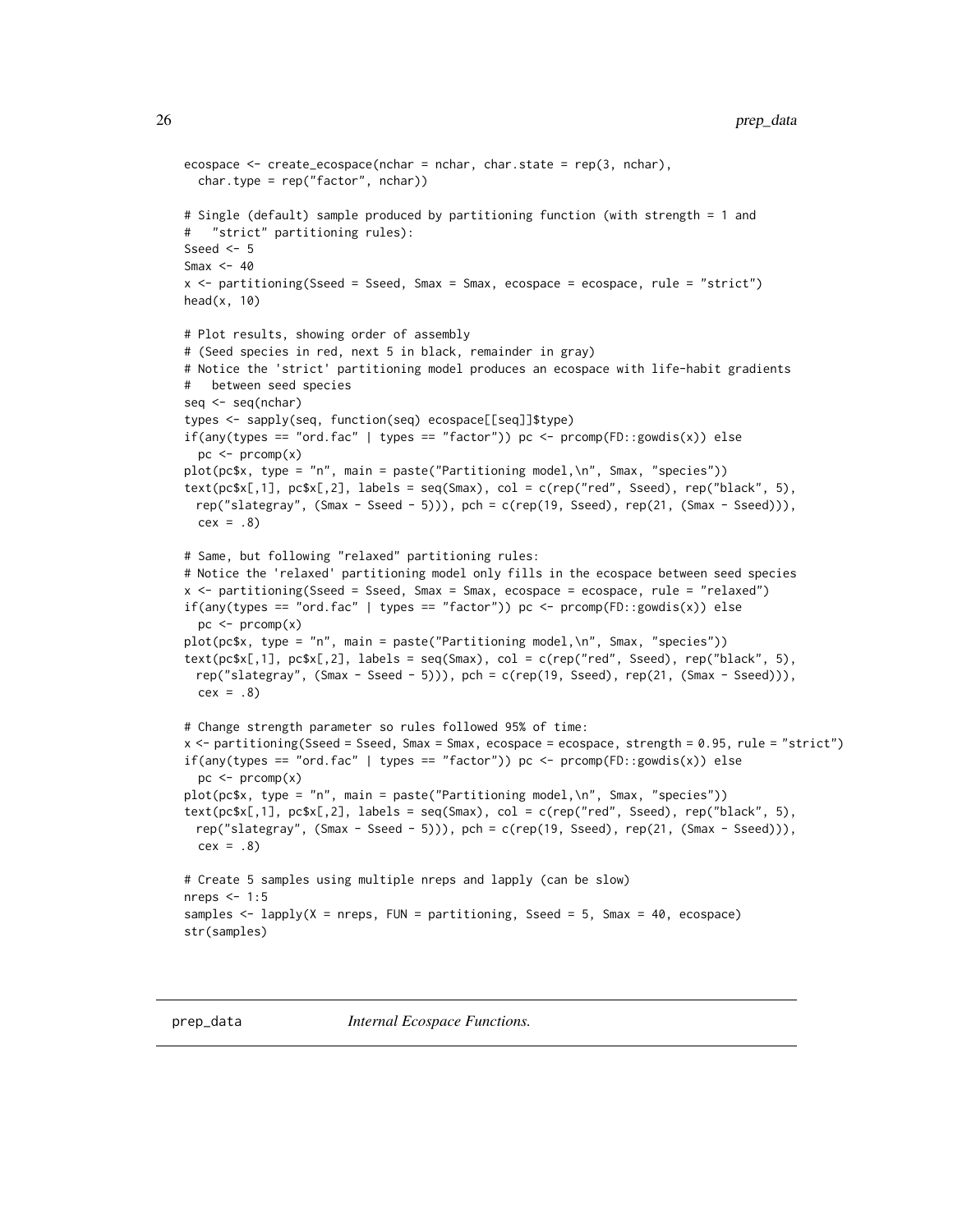```
ecospace <- create_ecospace(nchar = nchar, char.state = rep(3, nchar),
  char.type = rep("factor", nchar))

# Single (default) sample produced by partitioning function (with strength = 1 and
#   "strict" partitioning rules):
Sseed <- 5
Smax <- 40
x <- partitioning(Sseed = Sseed, Smax = Smax, ecospace = ecospace, rule = "strict")
head(x, 10)

# Plot results, showing order of assembly
# (Seed species in red, next 5 in black, remainder in gray)
# Notice the 'strict' partitioning model produces an ecospace with life-habit gradients
#   between seed species
seq <- seq(nchar)
types <- sapply(seq, function(seq) ecospace[[seq]]$type)
if(any(types == "ord.fac" | types == "factor")) pc <- prcomp(FD::gowdis(x)) else
  pc <- prcomp(x)
plot(pc$x, type = "n", main = paste("Partitioning model,\n", Smax, "species"))
text(pc$x[,1], pc$x[,2], labels = seq(Smax), col = c(rep("red", Sseed), rep("black", 5),
  rep("slategray", (Smax - Sseed - 5))), pch = c(rep(19, Sseed), rep(21, (Smax - Sseed))),
  cex = .8)

# Same, but following "relaxed" partitioning rules:
# Notice the 'relaxed' partitioning model only fills in the ecospace between seed species
x <- partitioning(Sseed = Sseed, Smax = Smax, ecospace = ecospace, rule = "relaxed")
if(any(types == "ord.fac" | types == "factor")) pc <- prcomp(FD::gowdis(x)) else
  pc <- prcomp(x)
plot(pc$x, type = "n", main = paste("Partitioning model,\n", Smax, "species"))
text(pc$x[,1], pc$x[,2], labels = seq(Smax), col = c(rep("red", Sseed), rep("black", 5),
  rep("slategray", (Smax - Sseed - 5))), pch = c(rep(19, Sseed), rep(21, (Smax - Sseed))),
  cex = .8)

# Change strength parameter so rules followed 95% of time:
x <- partitioning(Sseed = Sseed, Smax = Smax, ecospace = ecospace, strength = 0.95, rule = "strict")
if(any(types == "ord.fac" | types == "factor")) pc <- prcomp(FD::gowdis(x)) else
  pc <- prcomp(x)
plot(pc$x, type = "n", main = paste("Partitioning model,\n", Smax, "species"))
text(pc$x[,1], pc$x[,2], labels = seq(Smax), col = c(rep("red", Sseed), rep("black", 5),
  rep("slategray", (Smax - Sseed - 5))), pch = c(rep(19, Sseed), rep(21, (Smax - Sseed))),
  cex = .8)

# Create 5 samples using multiple nreps and lapply (can be slow)
nreps <- 1:5
samples <- lapply(X = nreps, FUN = partitioning, Sseed = 5, Smax = 40, ecospace)
str(samples)
```

---

## prep_data &emsp; *Internal Ecospace Functions.*

---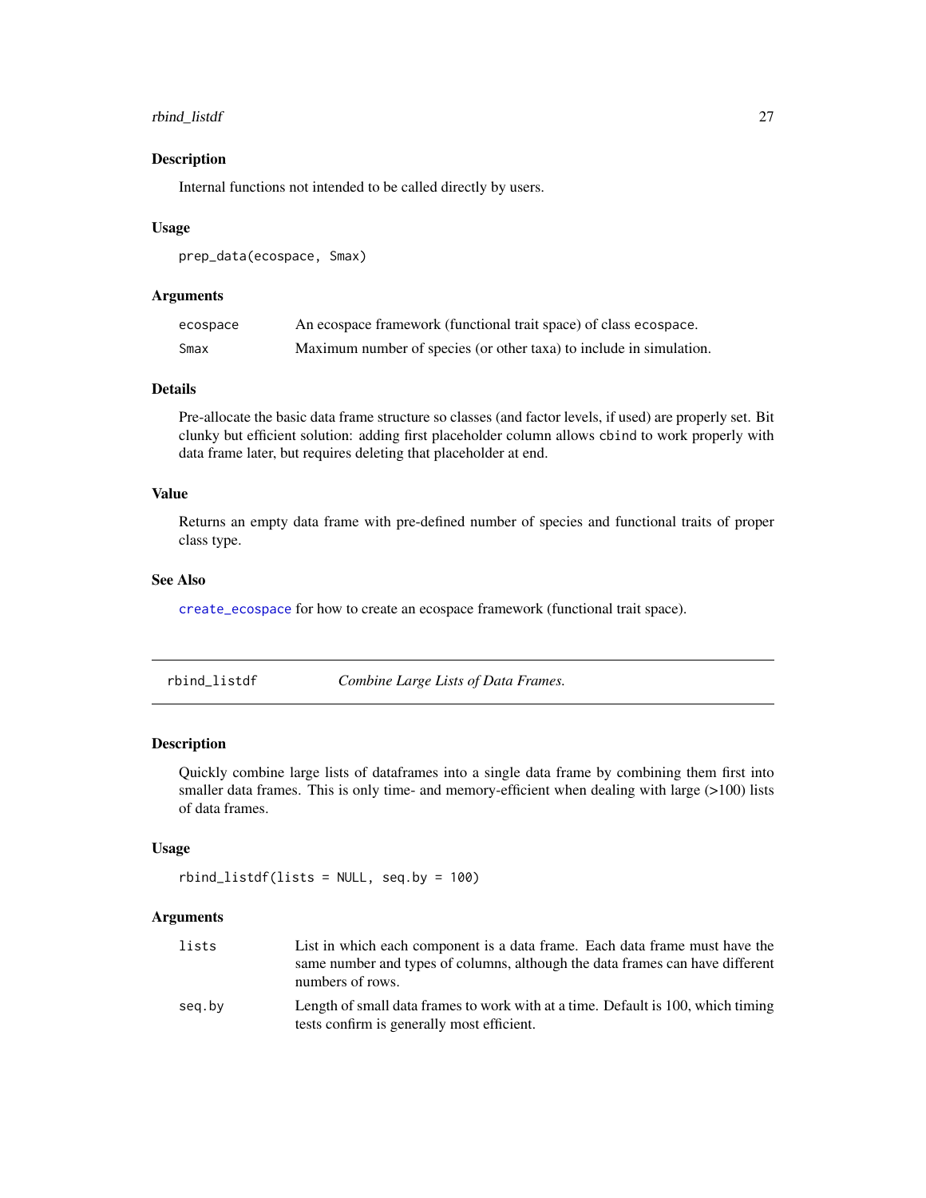## Description

Internal functions not intended to be called directly by users.

## Usage

```
prep_data(ecospace, Smax)
```

## Arguments

| | |
|---|---|
| `ecospace` | An ecospace framework (functional trait space) of class `ecospace`. |
| `Smax` | Maximum number of species (or other taxa) to include in simulation. |

## Details

Pre-allocate the basic data frame structure so classes (and factor levels, if used) are properly set. Bit clunky but efficient solution: adding first placeholder column allows `cbind` to work properly with data frame later, but requires deleting that placeholder at end.

## Value

Returns an empty data frame with pre-defined number of species and functional traits of proper class type.

## See Also

`create_ecospace` for how to create an ecospace framework (functional trait space).

---

# rbind_listdf — *Combine Large Lists of Data Frames.*

## Description

Quickly combine large lists of dataframes into a single data frame by combining them first into smaller data frames. This is only time- and memory-efficient when dealing with large (>100) lists of data frames.

## Usage

```
rbind_listdf(lists = NULL, seq.by = 100)
```

## Arguments

| | |
|---|---|
| `lists` | List in which each component is a data frame. Each data frame must have the same number and types of columns, although the data frames can have different numbers of rows. |
| `seq.by` | Length of small data frames to work with at a time. Default is 100, which timing tests confirm is generally most efficient. |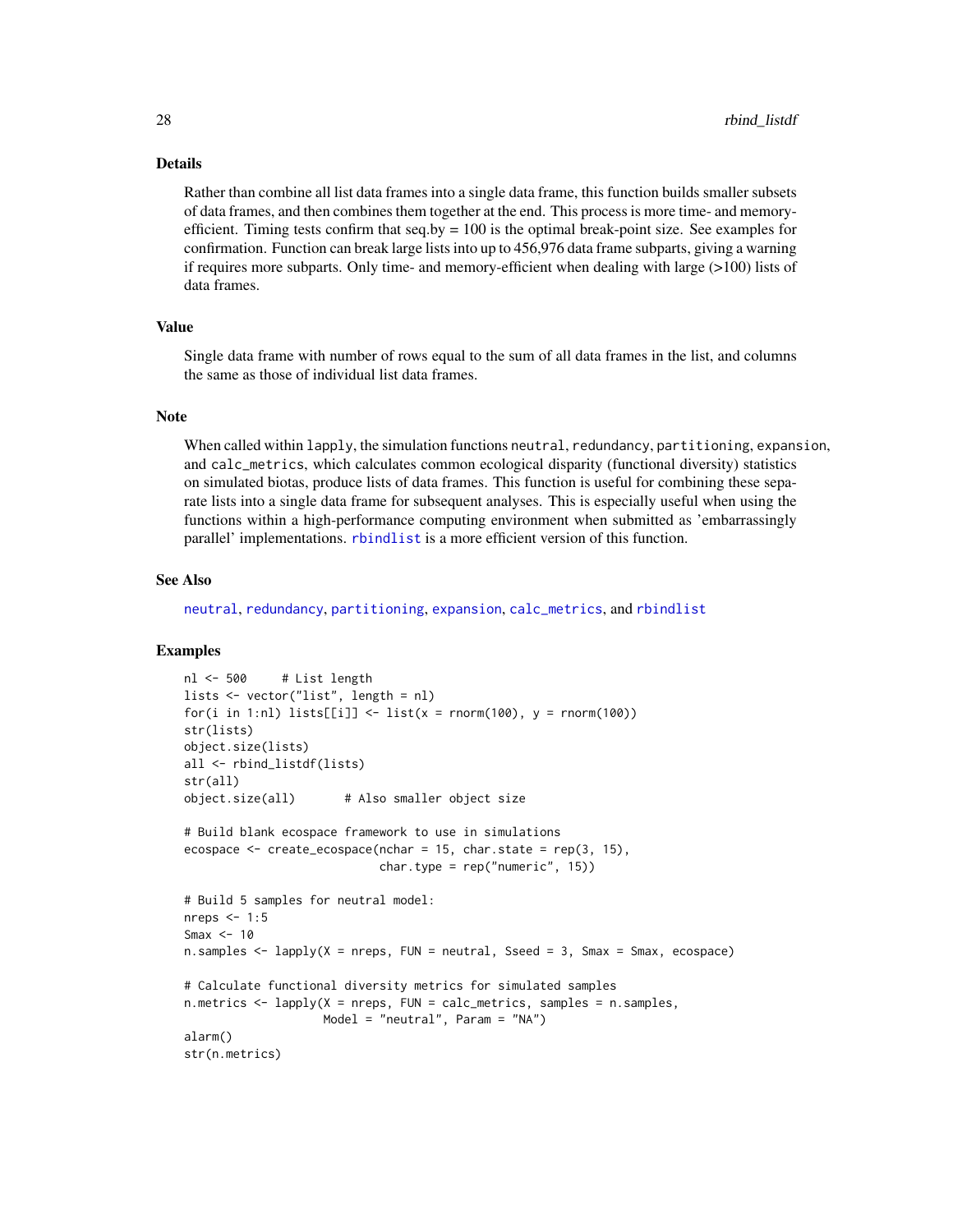### Details

Rather than combine all list data frames into a single data frame, this function builds smaller subsets of data frames, and then combines them together at the end. This process is more time- and memory-efficient. Timing tests confirm that seq.by = 100 is the optimal break-point size. See examples for confirmation. Function can break large lists into up to 456,976 data frame subparts, giving a warning if requires more subparts. Only time- and memory-efficient when dealing with large (>100) lists of data frames.

### Value

Single data frame with number of rows equal to the sum of all data frames in the list, and columns the same as those of individual list data frames.

### Note

When called within `lapply`, the simulation functions `neutral`, `redundancy`, `partitioning`, `expansion`, and `calc_metrics`, which calculates common ecological disparity (functional diversity) statistics on simulated biotas, produce lists of data frames. This function is useful for combining these separate lists into a single data frame for subsequent analyses. This is especially useful when using the functions within a high-performance computing environment when submitted as 'embarrassingly parallel' implementations. `rbindlist` is a more efficient version of this function.

### See Also

`neutral`, `redundancy`, `partitioning`, `expansion`, `calc_metrics`, and `rbindlist`

### Examples

```
nl <- 500     # List length
lists <- vector("list", length = nl)
for(i in 1:nl) lists[[i]] <- list(x = rnorm(100), y = rnorm(100))
str(lists)
object.size(lists)
all <- rbind_listdf(lists)
str(all)
object.size(all)       # Also smaller object size

# Build blank ecospace framework to use in simulations
ecospace <- create_ecospace(nchar = 15, char.state = rep(3, 15),
                            char.type = rep("numeric", 15))

# Build 5 samples for neutral model:
nreps <- 1:5
Smax <- 10
n.samples <- lapply(X = nreps, FUN = neutral, Sseed = 3, Smax = Smax, ecospace)

# Calculate functional diversity metrics for simulated samples
n.metrics <- lapply(X = nreps, FUN = calc_metrics, samples = n.samples,
                    Model = "neutral", Param = "NA")
alarm()
str(n.metrics)
```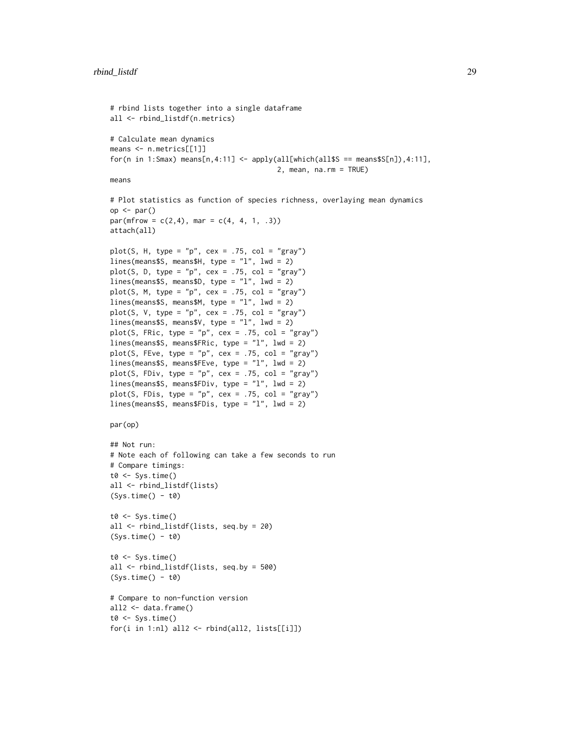```
# rbind lists together into a single dataframe
all <- rbind_listdf(n.metrics)

# Calculate mean dynamics
means <- n.metrics[[1]]
for(n in 1:Smax) means[n,4:11] <- apply(all[which(all$S == means$S[n]),4:11],
                                        2, mean, na.rm = TRUE)
means

# Plot statistics as function of species richness, overlaying mean dynamics
op <- par()
par(mfrow = c(2,4), mar = c(4, 4, 1, .3))
attach(all)

plot(S, H, type = "p", cex = .75, col = "gray")
lines(means$S, means$H, type = "l", lwd = 2)
plot(S, D, type = "p", cex = .75, col = "gray")
lines(means$S, means$D, type = "l", lwd = 2)
plot(S, M, type = "p", cex = .75, col = "gray")
lines(means$S, means$M, type = "l", lwd = 2)
plot(S, V, type = "p", cex = .75, col = "gray")
lines(means$S, means$V, type = "l", lwd = 2)
plot(S, FRic, type = "p", cex = .75, col = "gray")
lines(means$S, means$FRic, type = "l", lwd = 2)
plot(S, FEve, type = "p", cex = .75, col = "gray")
lines(means$S, means$FEve, type = "l", lwd = 2)
plot(S, FDiv, type = "p", cex = .75, col = "gray")
lines(means$S, means$FDiv, type = "l", lwd = 2)
plot(S, FDis, type = "p", cex = .75, col = "gray")
lines(means$S, means$FDis, type = "l", lwd = 2)

par(op)

## Not run:
# Note each of following can take a few seconds to run
# Compare timings:
t0 <- Sys.time()
all <- rbind_listdf(lists)
(Sys.time() - t0)

t0 <- Sys.time()
all <- rbind_listdf(lists, seq.by = 20)
(Sys.time() - t0)

t0 <- Sys.time()
all <- rbind_listdf(lists, seq.by = 500)
(Sys.time() - t0)

# Compare to non-function version
all2 <- data.frame()
t0 <- Sys.time()
for(i in 1:nl) all2 <- rbind(all2, lists[[i]])
```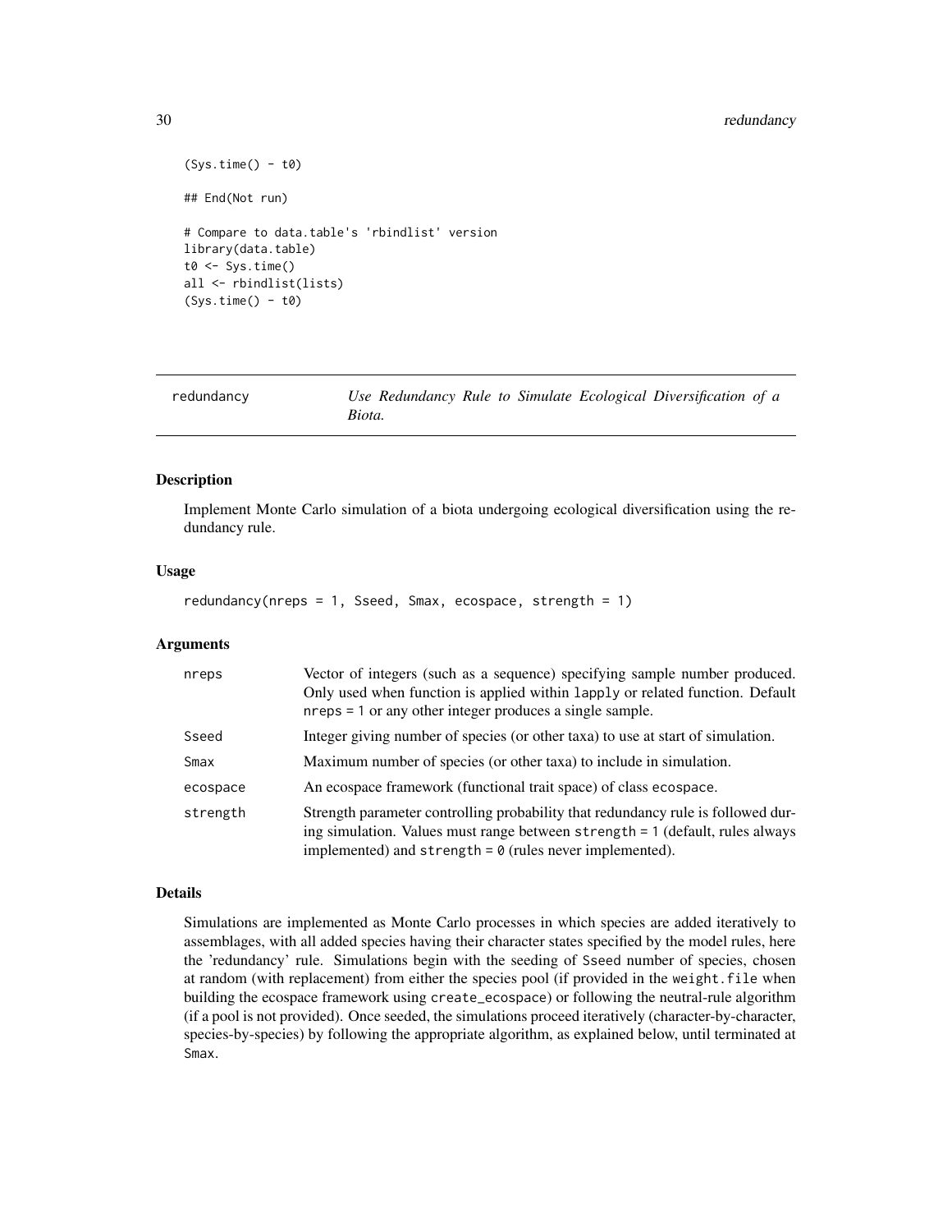```
(Sys.time() - t0)

## End(Not run)

# Compare to data.table's 'rbindlist' version
library(data.table)
t0 <- Sys.time()
all <- rbindlist(lists)
(Sys.time() - t0)
```

## redundancy — *Use Redundancy Rule to Simulate Ecological Diversification of a Biota.*

### Description

Implement Monte Carlo simulation of a biota undergoing ecological diversification using the redundancy rule.

### Usage

```
redundancy(nreps = 1, Sseed, Smax, ecospace, strength = 1)
```

### Arguments

| | |
|---|---|
| nreps | Vector of integers (such as a sequence) specifying sample number produced. Only used when function is applied within `lapply` or related function. Default `nreps = 1` or any other integer produces a single sample. |
| Sseed | Integer giving number of species (or other taxa) to use at start of simulation. |
| Smax | Maximum number of species (or other taxa) to include in simulation. |
| ecospace | An ecospace framework (functional trait space) of class `ecospace`. |
| strength | Strength parameter controlling probability that redundancy rule is followed during simulation. Values must range between `strength = 1` (default, rules always implemented) and `strength = 0` (rules never implemented). |

### Details

Simulations are implemented as Monte Carlo processes in which species are added iteratively to assemblages, with all added species having their character states specified by the model rules, here the 'redundancy' rule. Simulations begin with the seeding of `Sseed` number of species, chosen at random (with replacement) from either the species pool (if provided in the `weight.file` when building the ecospace framework using `create_ecospace`) or following the neutral-rule algorithm (if a pool is not provided). Once seeded, the simulations proceed iteratively (character-by-character, species-by-species) by following the appropriate algorithm, as explained below, until terminated at `Smax`.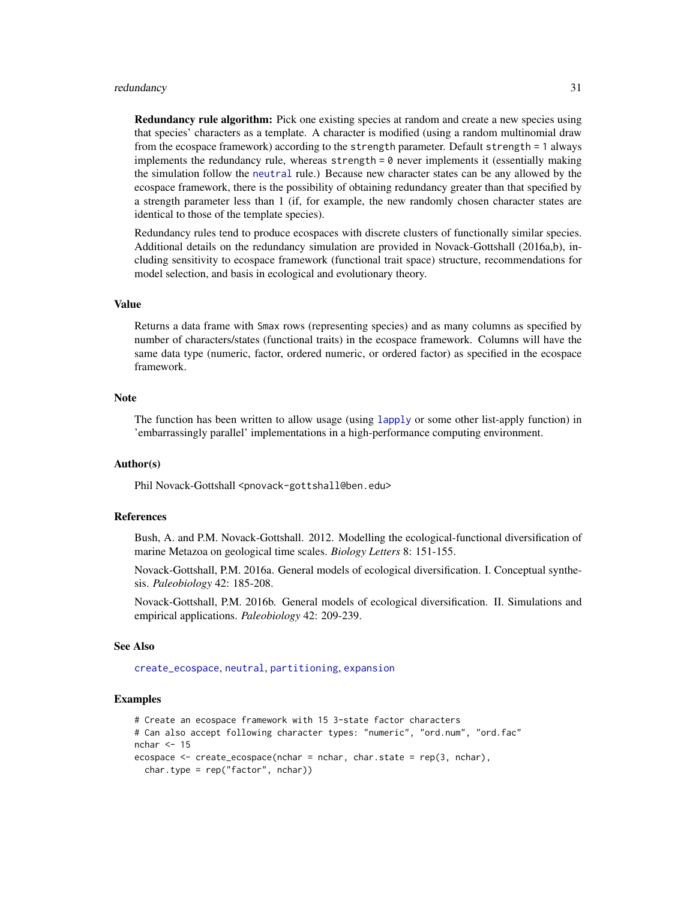**Redundancy rule algorithm:** Pick one existing species at random and create a new species using that species' characters as a template. A character is modified (using a random multinomial draw from the ecospace framework) according to the `strength` parameter. Default `strength = 1` always implements the redundancy rule, whereas `strength = 0` never implements it (essentially making the simulation follow the `neutral` rule.) Because new character states can be any allowed by the ecospace framework, there is the possibility of obtaining redundancy greater than that specified by a strength parameter less than 1 (if, for example, the new randomly chosen character states are identical to those of the template species).

Redundancy rules tend to produce ecospaces with discrete clusters of functionally similar species. Additional details on the redundancy simulation are provided in Novack-Gottshall (2016a,b), including sensitivity to ecospace framework (functional trait space) structure, recommendations for model selection, and basis in ecological and evolutionary theory.

## Value

Returns a data frame with `Smax` rows (representing species) and as many columns as specified by number of characters/states (functional traits) in the ecospace framework. Columns will have the same data type (numeric, factor, ordered numeric, or ordered factor) as specified in the ecospace framework.

## Note

The function has been written to allow usage (using `lapply` or some other list-apply function) in 'embarrassingly parallel' implementations in a high-performance computing environment.

## Author(s)

Phil Novack-Gottshall <pnovack-gottshall@ben.edu>

## References

Bush, A. and P.M. Novack-Gottshall. 2012. Modelling the ecological-functional diversification of marine Metazoa on geological time scales. *Biology Letters* 8: 151-155.

Novack-Gottshall, P.M. 2016a. General models of ecological diversification. I. Conceptual synthesis. *Paleobiology* 42: 185-208.

Novack-Gottshall, P.M. 2016b. General models of ecological diversification. II. Simulations and empirical applications. *Paleobiology* 42: 209-239.

## See Also

`create_ecospace`, `neutral`, `partitioning`, `expansion`

## Examples

```
# Create an ecospace framework with 15 3-state factor characters
# Can also accept following character types: "numeric", "ord.num", "ord.fac"
nchar <- 15
ecospace <- create_ecospace(nchar = nchar, char.state = rep(3, nchar),
  char.type = rep("factor", nchar))
```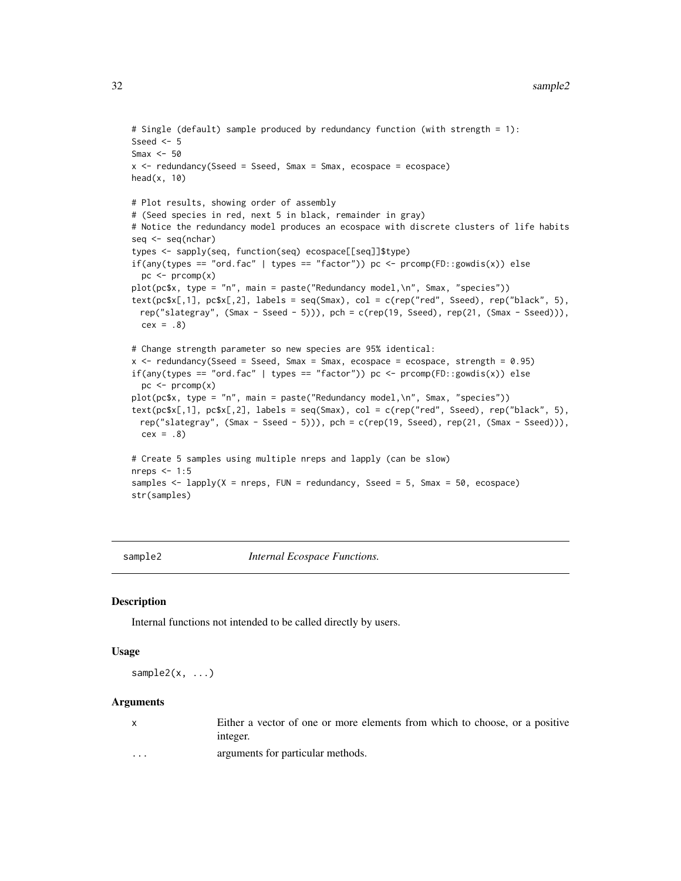```
# Single (default) sample produced by redundancy function (with strength = 1):
Sseed <- 5
Smax <- 50
x <- redundancy(Sseed = Sseed, Smax = Smax, ecospace = ecospace)
head(x, 10)

# Plot results, showing order of assembly
# (Seed species in red, next 5 in black, remainder in gray)
# Notice the redundancy model produces an ecospace with discrete clusters of life habits
seq <- seq(nchar)
types <- sapply(seq, function(seq) ecospace[[seq]]$type)
if(any(types == "ord.fac" | types == "factor")) pc <- prcomp(FD::gowdis(x)) else
  pc <- prcomp(x)
plot(pc$x, type = "n", main = paste("Redundancy model,\n", Smax, "species"))
text(pc$x[,1], pc$x[,2], labels = seq(Smax), col = c(rep("red", Sseed), rep("black", 5),
  rep("slategray", (Smax - Sseed - 5))), pch = c(rep(19, Sseed), rep(21, (Smax - Sseed))),
  cex = .8)

# Change strength parameter so new species are 95% identical:
x <- redundancy(Sseed = Sseed, Smax = Smax, ecospace = ecospace, strength = 0.95)
if(any(types == "ord.fac" | types == "factor")) pc <- prcomp(FD::gowdis(x)) else
  pc <- prcomp(x)
plot(pc$x, type = "n", main = paste("Redundancy model,\n", Smax, "species"))
text(pc$x[,1], pc$x[,2], labels = seq(Smax), col = c(rep("red", Sseed), rep("black", 5),
  rep("slategray", (Smax - Sseed - 5))), pch = c(rep(19, Sseed), rep(21, (Smax - Sseed))),
  cex = .8)

# Create 5 samples using multiple nreps and lapply (can be slow)
nreps <- 1:5
samples <- lapply(X = nreps, FUN = redundancy, Sseed = 5, Smax = 50, ecospace)
str(samples)
```

---

## sample2 — *Internal Ecospace Functions.*

### Description

Internal functions not intended to be called directly by users.

### Usage

```
sample2(x, ...)
```

### Arguments

| | |
|---|---|
| x | Either a vector of one or more elements from which to choose, or a positive integer. |
| ... | arguments for particular methods. |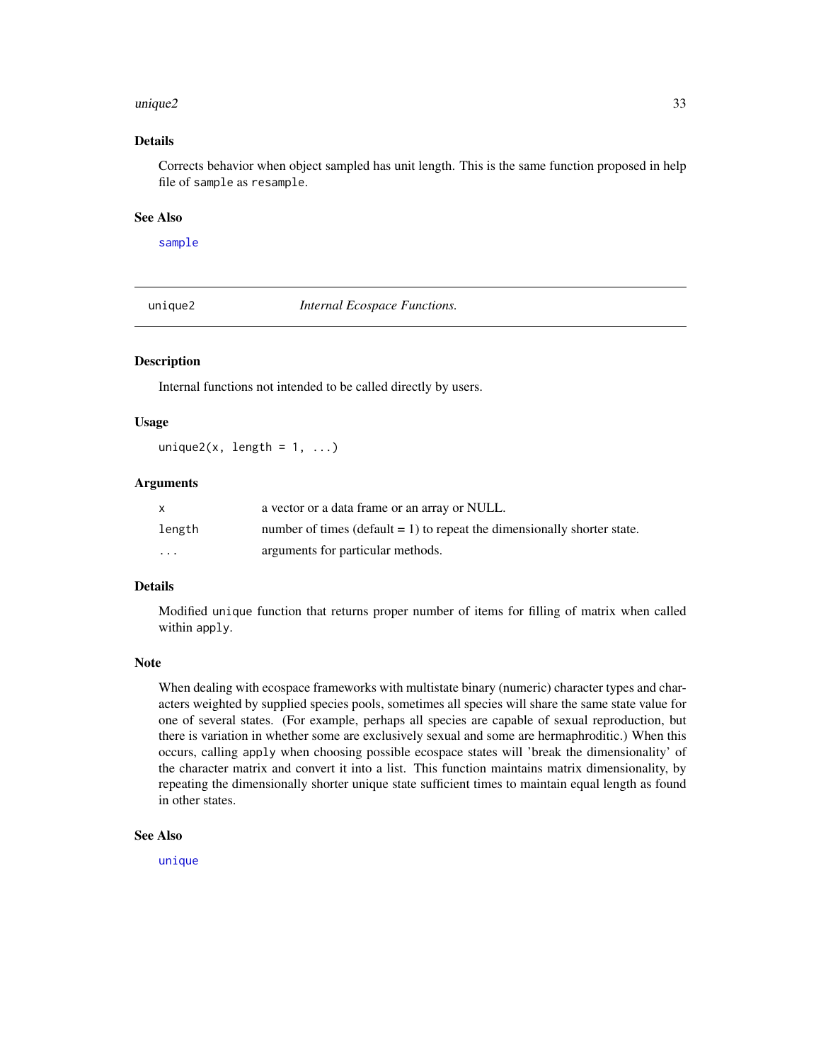### Details

Corrects behavior when object sampled has unit length. This is the same function proposed in help file of `sample` as `resample`.

### See Also

`sample`

---

## unique2 — *Internal Ecospace Functions.*

### Description

Internal functions not intended to be called directly by users.

### Usage

```
unique2(x, length = 1, ...)
```

### Arguments

| | |
|---|---|
| `x` | a vector or a data frame or an array or NULL. |
| `length` | number of times (default = 1) to repeat the dimensionally shorter state. |
| `...` | arguments for particular methods. |

### Details

Modified `unique` function that returns proper number of items for filling of matrix when called within `apply`.

### Note

When dealing with ecospace frameworks with multistate binary (numeric) character types and characters weighted by supplied species pools, sometimes all species will share the same state value for one of several states. (For example, perhaps all species are capable of sexual reproduction, but there is variation in whether some are exclusively sexual and some are hermaphroditic.) When this occurs, calling `apply` when choosing possible ecospace states will 'break the dimensionality' of the character matrix and convert it into a list. This function maintains matrix dimensionality, by repeating the dimensionally shorter unique state sufficient times to maintain equal length as found in other states.

### See Also

`unique`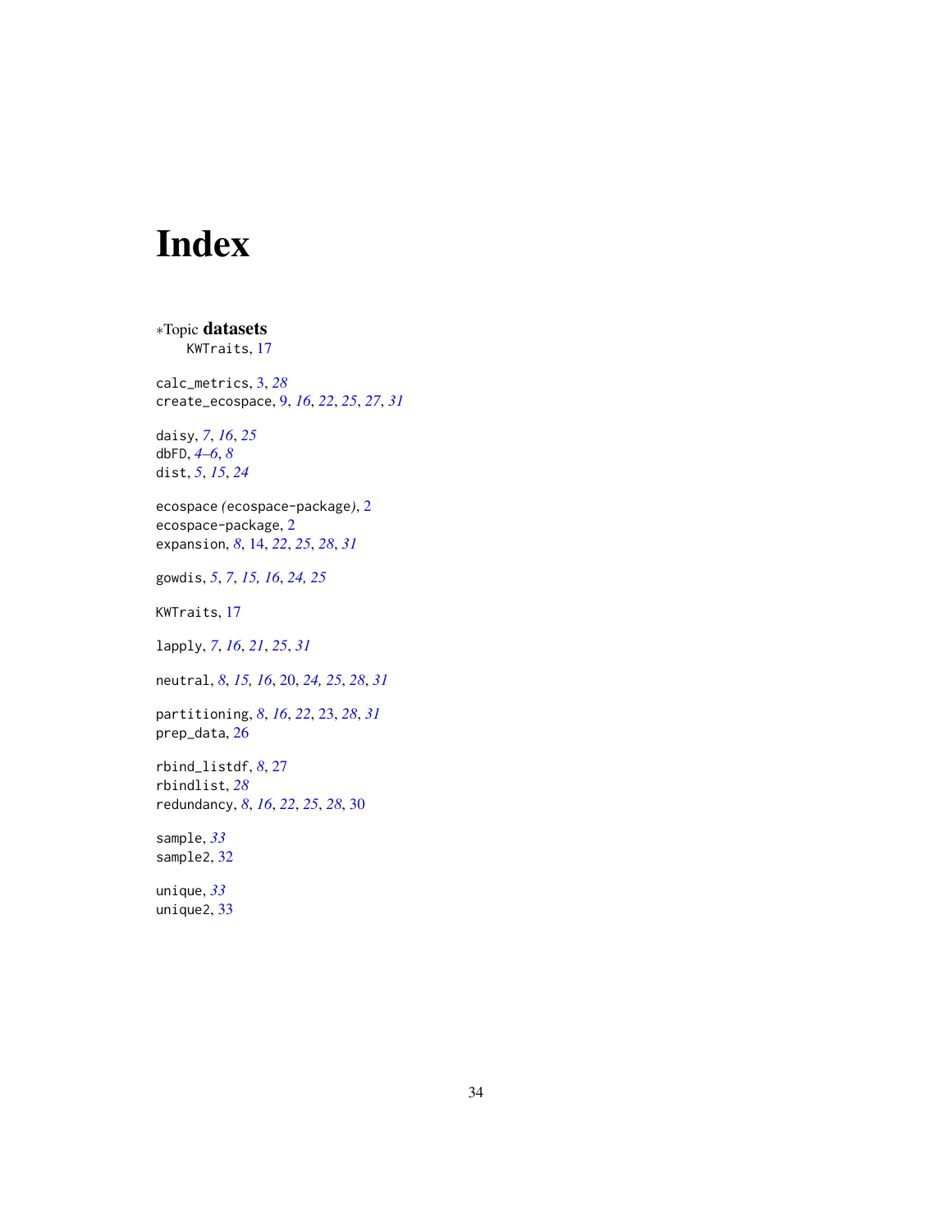# Index

*Topic **datasets**
    KWTraits, 17

calc_metrics, 3, *28*
create_ecospace, 9, *16*, *22*, *25*, *27*, *31*

daisy, *7*, *16*, *25*
dbFD, *4–6*, *8*
dist, *5*, *15*, *24*

ecospace *(*ecospace-package*)*, 2
ecospace-package, 2
expansion, *8*, 14, *22*, *25*, *28*, *31*

gowdis, *5*, *7*, *15, 16*, *24, 25*

KWTraits, 17

lapply, *7*, *16*, *21*, *25*, *31*

neutral, *8*, *15, 16*, 20, *24, 25*, *28*, *31*

partitioning, *8*, *16*, *22*, 23, *28*, *31*
prep_data, 26

rbind_listdf, *8*, 27
rbindlist, *28*
redundancy, *8*, *16*, *22*, *25*, *28*, 30

sample, *33*
sample2, 32

unique, *33*
unique2, 33